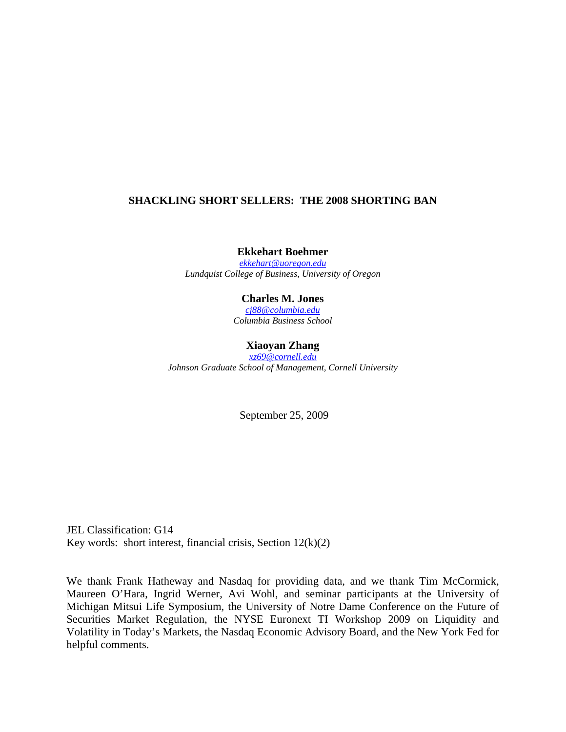# SHACKLING SHORT SELLERS: THE 2008 SHORTING BAN

**Ekkehart Boehmer**
*ekkehart@uoregon.edu*
*Lundquist College of Business, University of Oregon*

**Charles M. Jones**
*cj88@columbia.edu*
*Columbia Business School*

**Xiaoyan Zhang**
*xz69@cornell.edu*
*Johnson Graduate School of Management, Cornell University*

September 25, 2009

JEL Classification: G14
Key words: short interest, financial crisis, Section 12(k)(2)

We thank Frank Hatheway and Nasdaq for providing data, and we thank Tim McCormick, Maureen O'Hara, Ingrid Werner, Avi Wohl, and seminar participants at the University of Michigan Mitsui Life Symposium, the University of Notre Dame Conference on the Future of Securities Market Regulation, the NYSE Euronext TI Workshop 2009 on Liquidity and Volatility in Today's Markets, the Nasdaq Economic Advisory Board, and the New York Fed for helpful comments.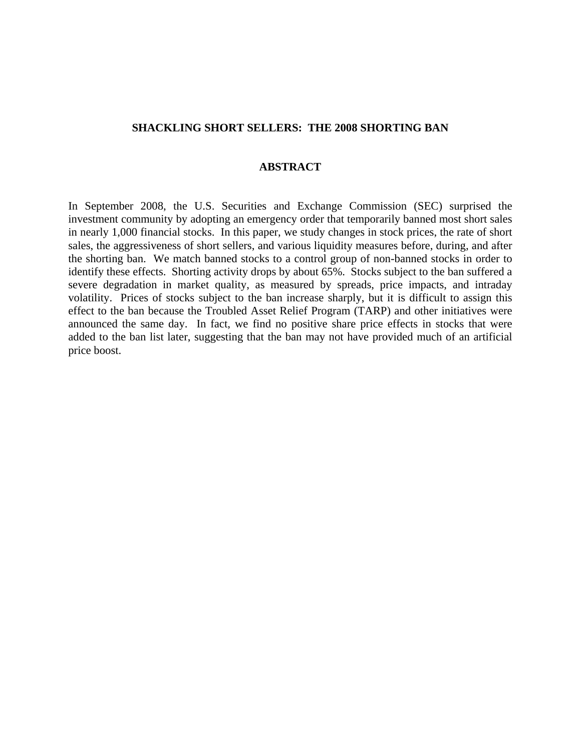# SHACKLING SHORT SELLERS: THE 2008 SHORTING BAN

## ABSTRACT

In September 2008, the U.S. Securities and Exchange Commission (SEC) surprised the investment community by adopting an emergency order that temporarily banned most short sales in nearly 1,000 financial stocks. In this paper, we study changes in stock prices, the rate of short sales, the aggressiveness of short sellers, and various liquidity measures before, during, and after the shorting ban. We match banned stocks to a control group of non-banned stocks in order to identify these effects. Shorting activity drops by about 65%. Stocks subject to the ban suffered a severe degradation in market quality, as measured by spreads, price impacts, and intraday volatility. Prices of stocks subject to the ban increase sharply, but it is difficult to assign this effect to the ban because the Troubled Asset Relief Program (TARP) and other initiatives were announced the same day. In fact, we find no positive share price effects in stocks that were added to the ban list later, suggesting that the ban may not have provided much of an artificial price boost.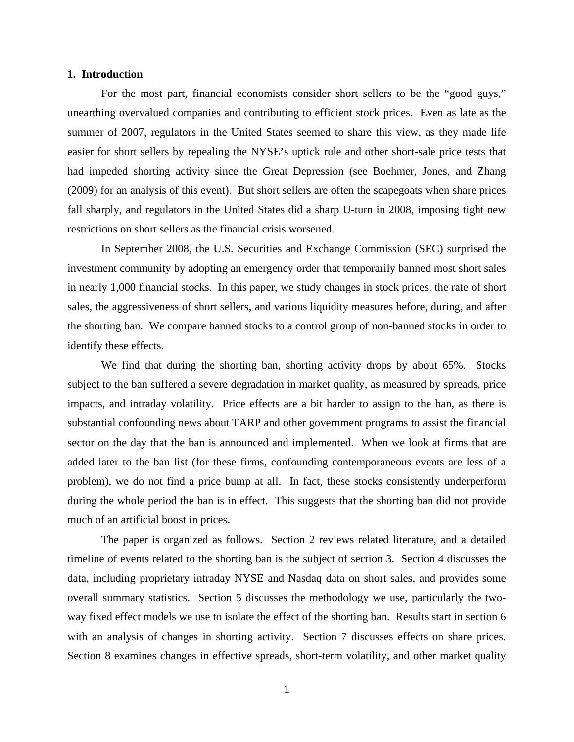## 1. Introduction

For the most part, financial economists consider short sellers to be the "good guys," unearthing overvalued companies and contributing to efficient stock prices. Even as late as the summer of 2007, regulators in the United States seemed to share this view, as they made life easier for short sellers by repealing the NYSE's uptick rule and other short-sale price tests that had impeded shorting activity since the Great Depression (see Boehmer, Jones, and Zhang (2009) for an analysis of this event). But short sellers are often the scapegoats when share prices fall sharply, and regulators in the United States did a sharp U-turn in 2008, imposing tight new restrictions on short sellers as the financial crisis worsened.

In September 2008, the U.S. Securities and Exchange Commission (SEC) surprised the investment community by adopting an emergency order that temporarily banned most short sales in nearly 1,000 financial stocks. In this paper, we study changes in stock prices, the rate of short sales, the aggressiveness of short sellers, and various liquidity measures before, during, and after the shorting ban. We compare banned stocks to a control group of non-banned stocks in order to identify these effects.

We find that during the shorting ban, shorting activity drops by about 65%. Stocks subject to the ban suffered a severe degradation in market quality, as measured by spreads, price impacts, and intraday volatility. Price effects are a bit harder to assign to the ban, as there is substantial confounding news about TARP and other government programs to assist the financial sector on the day that the ban is announced and implemented. When we look at firms that are added later to the ban list (for these firms, confounding contemporaneous events are less of a problem), we do not find a price bump at all. In fact, these stocks consistently underperform during the whole period the ban is in effect. This suggests that the shorting ban did not provide much of an artificial boost in prices.

The paper is organized as follows. Section 2 reviews related literature, and a detailed timeline of events related to the shorting ban is the subject of section 3. Section 4 discusses the data, including proprietary intraday NYSE and Nasdaq data on short sales, and provides some overall summary statistics. Section 5 discusses the methodology we use, particularly the two-way fixed effect models we use to isolate the effect of the shorting ban. Results start in section 6 with an analysis of changes in shorting activity. Section 7 discusses effects on share prices. Section 8 examines changes in effective spreads, short-term volatility, and other market quality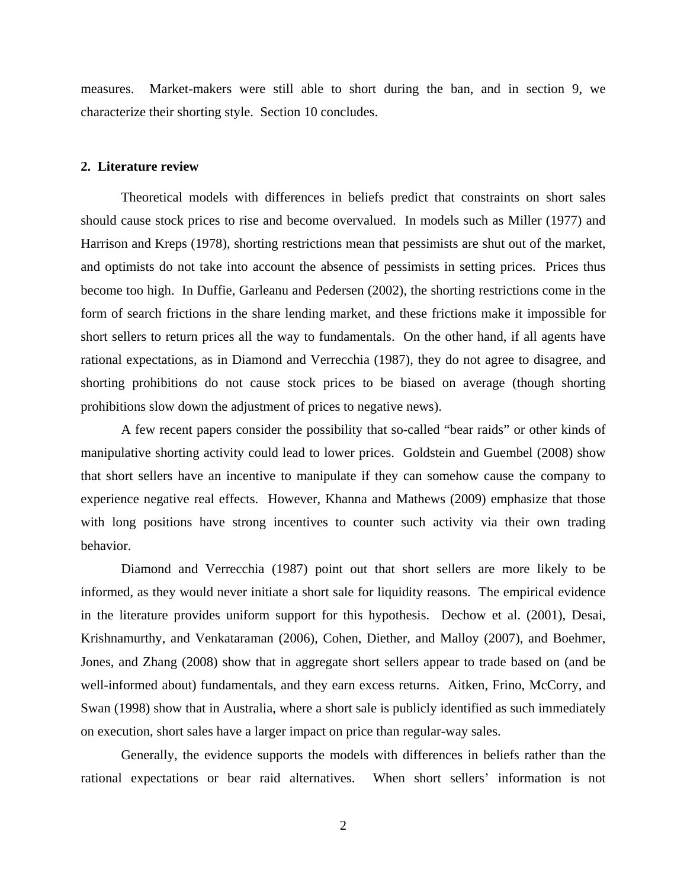measures. Market-makers were still able to short during the ban, and in section 9, we characterize their shorting style. Section 10 concludes.

## 2. Literature review

Theoretical models with differences in beliefs predict that constraints on short sales should cause stock prices to rise and become overvalued. In models such as Miller (1977) and Harrison and Kreps (1978), shorting restrictions mean that pessimists are shut out of the market, and optimists do not take into account the absence of pessimists in setting prices. Prices thus become too high. In Duffie, Garleanu and Pedersen (2002), the shorting restrictions come in the form of search frictions in the share lending market, and these frictions make it impossible for short sellers to return prices all the way to fundamentals. On the other hand, if all agents have rational expectations, as in Diamond and Verrecchia (1987), they do not agree to disagree, and shorting prohibitions do not cause stock prices to be biased on average (though shorting prohibitions slow down the adjustment of prices to negative news).

A few recent papers consider the possibility that so-called "bear raids" or other kinds of manipulative shorting activity could lead to lower prices. Goldstein and Guembel (2008) show that short sellers have an incentive to manipulate if they can somehow cause the company to experience negative real effects. However, Khanna and Mathews (2009) emphasize that those with long positions have strong incentives to counter such activity via their own trading behavior.

Diamond and Verrecchia (1987) point out that short sellers are more likely to be informed, as they would never initiate a short sale for liquidity reasons. The empirical evidence in the literature provides uniform support for this hypothesis. Dechow et al. (2001), Desai, Krishnamurthy, and Venkataraman (2006), Cohen, Diether, and Malloy (2007), and Boehmer, Jones, and Zhang (2008) show that in aggregate short sellers appear to trade based on (and be well-informed about) fundamentals, and they earn excess returns. Aitken, Frino, McCorry, and Swan (1998) show that in Australia, where a short sale is publicly identified as such immediately on execution, short sales have a larger impact on price than regular-way sales.

Generally, the evidence supports the models with differences in beliefs rather than the rational expectations or bear raid alternatives. When short sellers' information is not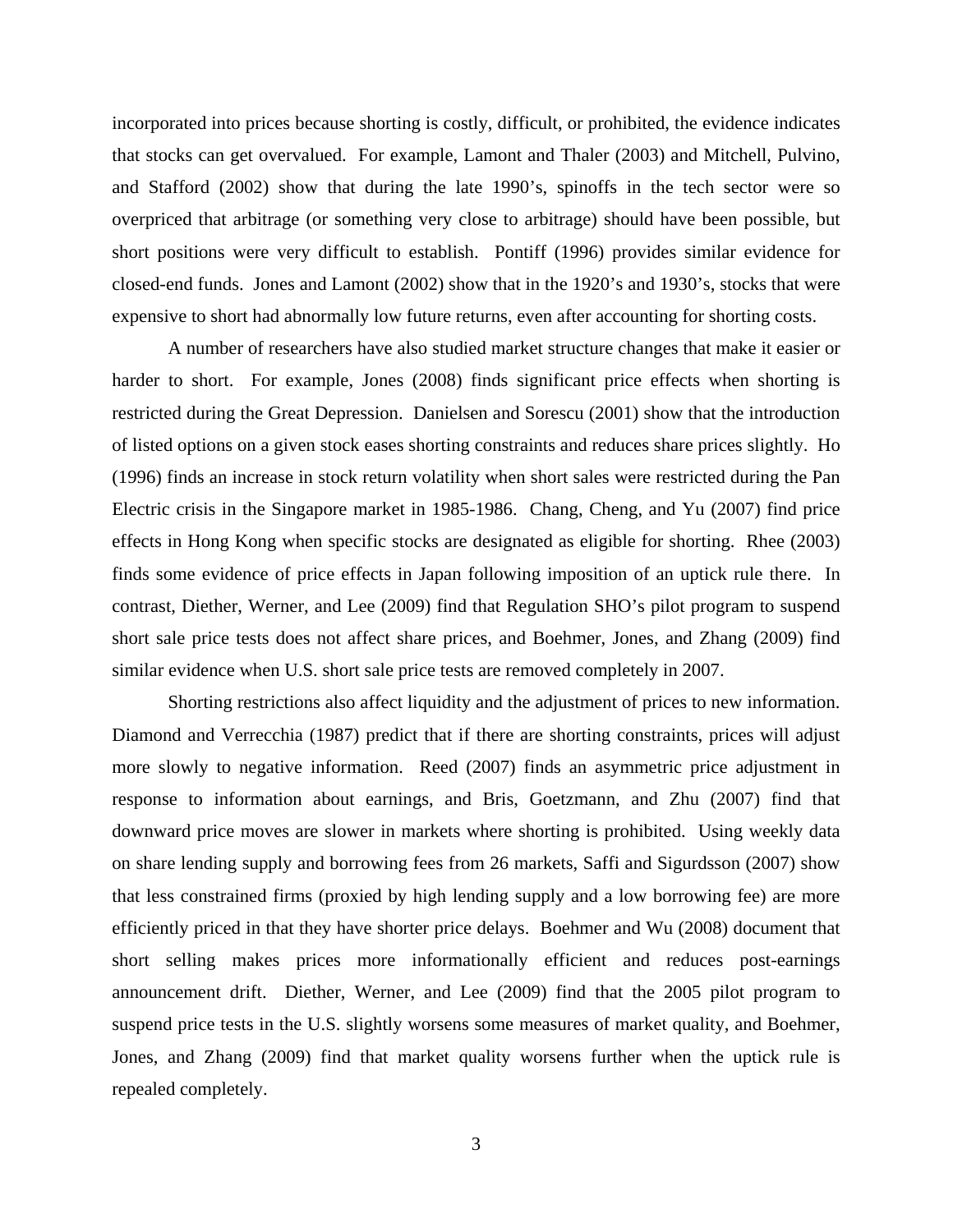incorporated into prices because shorting is costly, difficult, or prohibited, the evidence indicates that stocks can get overvalued. For example, Lamont and Thaler (2003) and Mitchell, Pulvino, and Stafford (2002) show that during the late 1990's, spinoffs in the tech sector were so overpriced that arbitrage (or something very close to arbitrage) should have been possible, but short positions were very difficult to establish. Pontiff (1996) provides similar evidence for closed-end funds. Jones and Lamont (2002) show that in the 1920's and 1930's, stocks that were expensive to short had abnormally low future returns, even after accounting for shorting costs.

A number of researchers have also studied market structure changes that make it easier or harder to short. For example, Jones (2008) finds significant price effects when shorting is restricted during the Great Depression. Danielsen and Sorescu (2001) show that the introduction of listed options on a given stock eases shorting constraints and reduces share prices slightly. Ho (1996) finds an increase in stock return volatility when short sales were restricted during the Pan Electric crisis in the Singapore market in 1985-1986. Chang, Cheng, and Yu (2007) find price effects in Hong Kong when specific stocks are designated as eligible for shorting. Rhee (2003) finds some evidence of price effects in Japan following imposition of an uptick rule there. In contrast, Diether, Werner, and Lee (2009) find that Regulation SHO's pilot program to suspend short sale price tests does not affect share prices, and Boehmer, Jones, and Zhang (2009) find similar evidence when U.S. short sale price tests are removed completely in 2007.

Shorting restrictions also affect liquidity and the adjustment of prices to new information. Diamond and Verrecchia (1987) predict that if there are shorting constraints, prices will adjust more slowly to negative information. Reed (2007) finds an asymmetric price adjustment in response to information about earnings, and Bris, Goetzmann, and Zhu (2007) find that downward price moves are slower in markets where shorting is prohibited. Using weekly data on share lending supply and borrowing fees from 26 markets, Saffi and Sigurdsson (2007) show that less constrained firms (proxied by high lending supply and a low borrowing fee) are more efficiently priced in that they have shorter price delays. Boehmer and Wu (2008) document that short selling makes prices more informationally efficient and reduces post-earnings announcement drift. Diether, Werner, and Lee (2009) find that the 2005 pilot program to suspend price tests in the U.S. slightly worsens some measures of market quality, and Boehmer, Jones, and Zhang (2009) find that market quality worsens further when the uptick rule is repealed completely.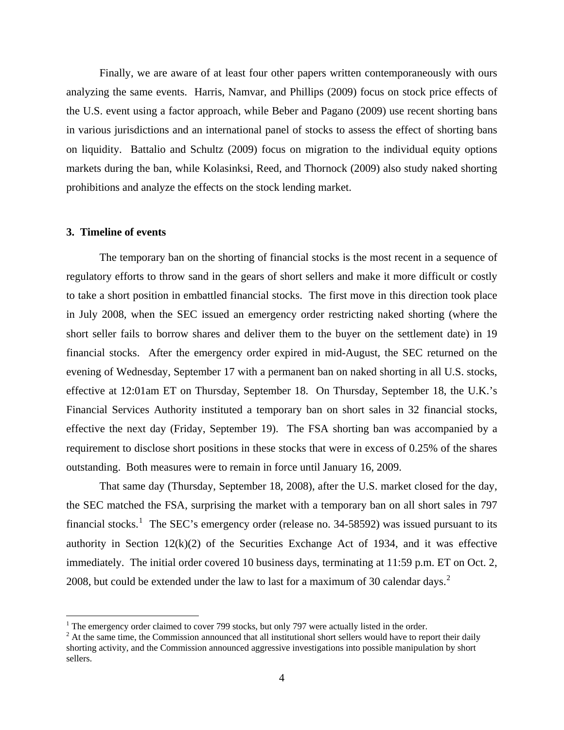Finally, we are aware of at least four other papers written contemporaneously with ours analyzing the same events. Harris, Namvar, and Phillips (2009) focus on stock price effects of the U.S. event using a factor approach, while Beber and Pagano (2009) use recent shorting bans in various jurisdictions and an international panel of stocks to assess the effect of shorting bans on liquidity. Battalio and Schultz (2009) focus on migration to the individual equity options markets during the ban, while Kolasinksi, Reed, and Thornock (2009) also study naked shorting prohibitions and analyze the effects on the stock lending market.

## 3. Timeline of events

The temporary ban on the shorting of financial stocks is the most recent in a sequence of regulatory efforts to throw sand in the gears of short sellers and make it more difficult or costly to take a short position in embattled financial stocks. The first move in this direction took place in July 2008, when the SEC issued an emergency order restricting naked shorting (where the short seller fails to borrow shares and deliver them to the buyer on the settlement date) in 19 financial stocks. After the emergency order expired in mid-August, the SEC returned on the evening of Wednesday, September 17 with a permanent ban on naked shorting in all U.S. stocks, effective at 12:01am ET on Thursday, September 18. On Thursday, September 18, the U.K.'s Financial Services Authority instituted a temporary ban on short sales in 32 financial stocks, effective the next day (Friday, September 19). The FSA shorting ban was accompanied by a requirement to disclose short positions in these stocks that were in excess of 0.25% of the shares outstanding. Both measures were to remain in force until January 16, 2009.

That same day (Thursday, September 18, 2008), after the U.S. market closed for the day, the SEC matched the FSA, surprising the market with a temporary ban on all short sales in 797 financial stocks.[1] The SEC's emergency order (release no. 34-58592) was issued pursuant to its authority in Section 12(k)(2) of the Securities Exchange Act of 1934, and it was effective immediately. The initial order covered 10 business days, terminating at 11:59 p.m. ET on Oct. 2, 2008, but could be extended under the law to last for a maximum of 30 calendar days.[2]

[1] The emergency order claimed to cover 799 stocks, but only 797 were actually listed in the order.

[2] At the same time, the Commission announced that all institutional short sellers would have to report their daily shorting activity, and the Commission announced aggressive investigations into possible manipulation by short sellers.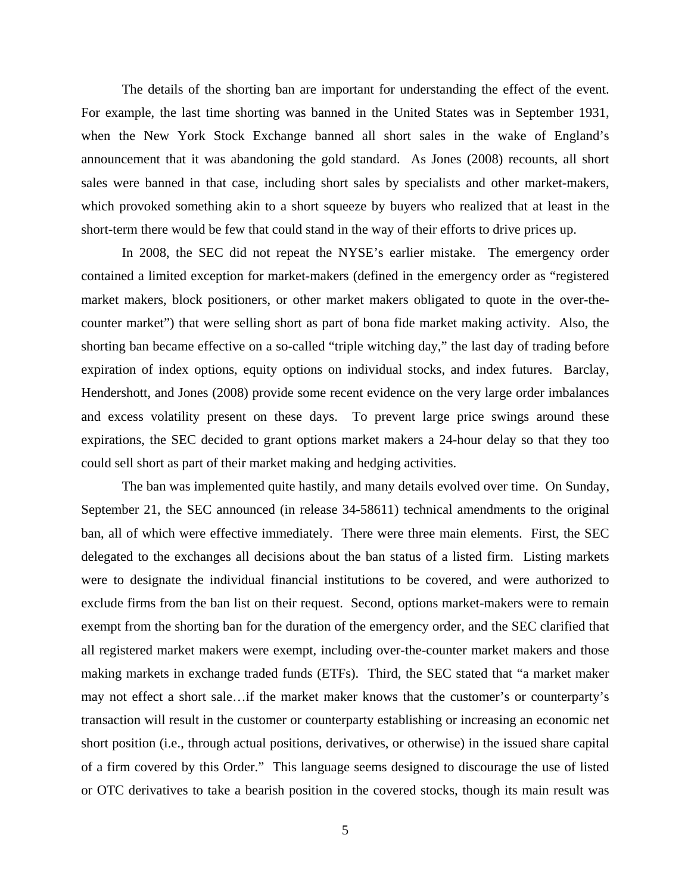The details of the shorting ban are important for understanding the effect of the event. For example, the last time shorting was banned in the United States was in September 1931, when the New York Stock Exchange banned all short sales in the wake of England's announcement that it was abandoning the gold standard. As Jones (2008) recounts, all short sales were banned in that case, including short sales by specialists and other market-makers, which provoked something akin to a short squeeze by buyers who realized that at least in the short-term there would be few that could stand in the way of their efforts to drive prices up.

In 2008, the SEC did not repeat the NYSE's earlier mistake. The emergency order contained a limited exception for market-makers (defined in the emergency order as "registered market makers, block positioners, or other market makers obligated to quote in the over-the-counter market") that were selling short as part of bona fide market making activity. Also, the shorting ban became effective on a so-called "triple witching day," the last day of trading before expiration of index options, equity options on individual stocks, and index futures. Barclay, Hendershott, and Jones (2008) provide some recent evidence on the very large order imbalances and excess volatility present on these days. To prevent large price swings around these expirations, the SEC decided to grant options market makers a 24-hour delay so that they too could sell short as part of their market making and hedging activities.

The ban was implemented quite hastily, and many details evolved over time. On Sunday, September 21, the SEC announced (in release 34-58611) technical amendments to the original ban, all of which were effective immediately. There were three main elements. First, the SEC delegated to the exchanges all decisions about the ban status of a listed firm. Listing markets were to designate the individual financial institutions to be covered, and were authorized to exclude firms from the ban list on their request. Second, options market-makers were to remain exempt from the shorting ban for the duration of the emergency order, and the SEC clarified that all registered market makers were exempt, including over-the-counter market makers and those making markets in exchange traded funds (ETFs). Third, the SEC stated that "a market maker may not effect a short sale…if the market maker knows that the customer's or counterparty's transaction will result in the customer or counterparty establishing or increasing an economic net short position (i.e., through actual positions, derivatives, or otherwise) in the issued share capital of a firm covered by this Order." This language seems designed to discourage the use of listed or OTC derivatives to take a bearish position in the covered stocks, though its main result was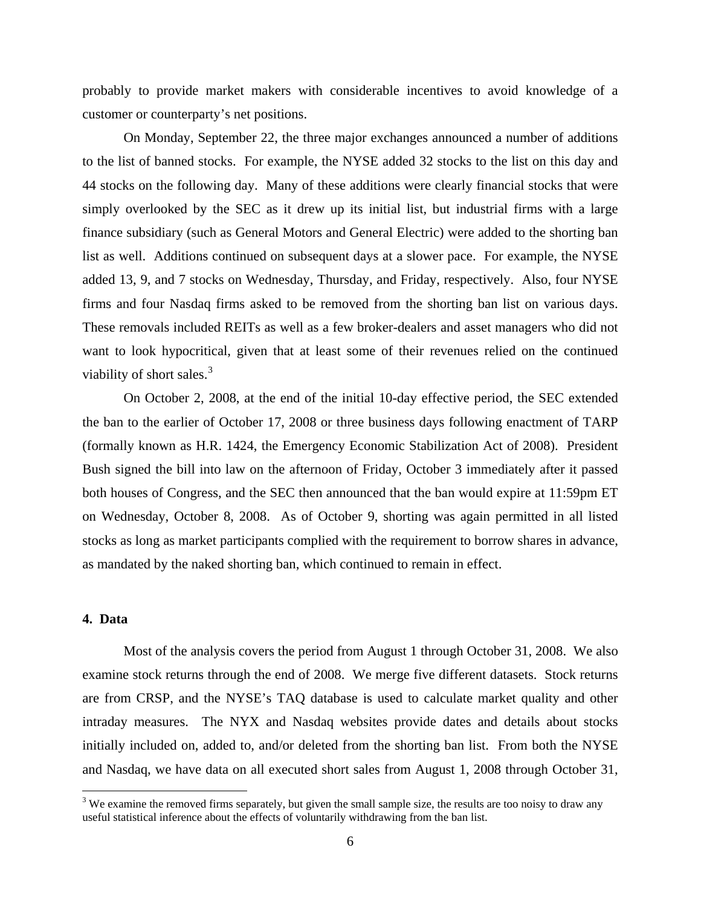probably to provide market makers with considerable incentives to avoid knowledge of a customer or counterparty's net positions.

On Monday, September 22, the three major exchanges announced a number of additions to the list of banned stocks. For example, the NYSE added 32 stocks to the list on this day and 44 stocks on the following day. Many of these additions were clearly financial stocks that were simply overlooked by the SEC as it drew up its initial list, but industrial firms with a large finance subsidiary (such as General Motors and General Electric) were added to the shorting ban list as well. Additions continued on subsequent days at a slower pace. For example, the NYSE added 13, 9, and 7 stocks on Wednesday, Thursday, and Friday, respectively. Also, four NYSE firms and four Nasdaq firms asked to be removed from the shorting ban list on various days. These removals included REITs as well as a few broker-dealers and asset managers who did not want to look hypocritical, given that at least some of their revenues relied on the continued viability of short sales.[3]

On October 2, 2008, at the end of the initial 10-day effective period, the SEC extended the ban to the earlier of October 17, 2008 or three business days following enactment of TARP (formally known as H.R. 1424, the Emergency Economic Stabilization Act of 2008). President Bush signed the bill into law on the afternoon of Friday, October 3 immediately after it passed both houses of Congress, and the SEC then announced that the ban would expire at 11:59pm ET on Wednesday, October 8, 2008. As of October 9, shorting was again permitted in all listed stocks as long as market participants complied with the requirement to borrow shares in advance, as mandated by the naked shorting ban, which continued to remain in effect.

## 4. Data

Most of the analysis covers the period from August 1 through October 31, 2008. We also examine stock returns through the end of 2008. We merge five different datasets. Stock returns are from CRSP, and the NYSE's TAQ database is used to calculate market quality and other intraday measures. The NYX and Nasdaq websites provide dates and details about stocks initially included on, added to, and/or deleted from the shorting ban list. From both the NYSE and Nasdaq, we have data on all executed short sales from August 1, 2008 through October 31,

[3] We examine the removed firms separately, but given the small sample size, the results are too noisy to draw any useful statistical inference about the effects of voluntarily withdrawing from the ban list.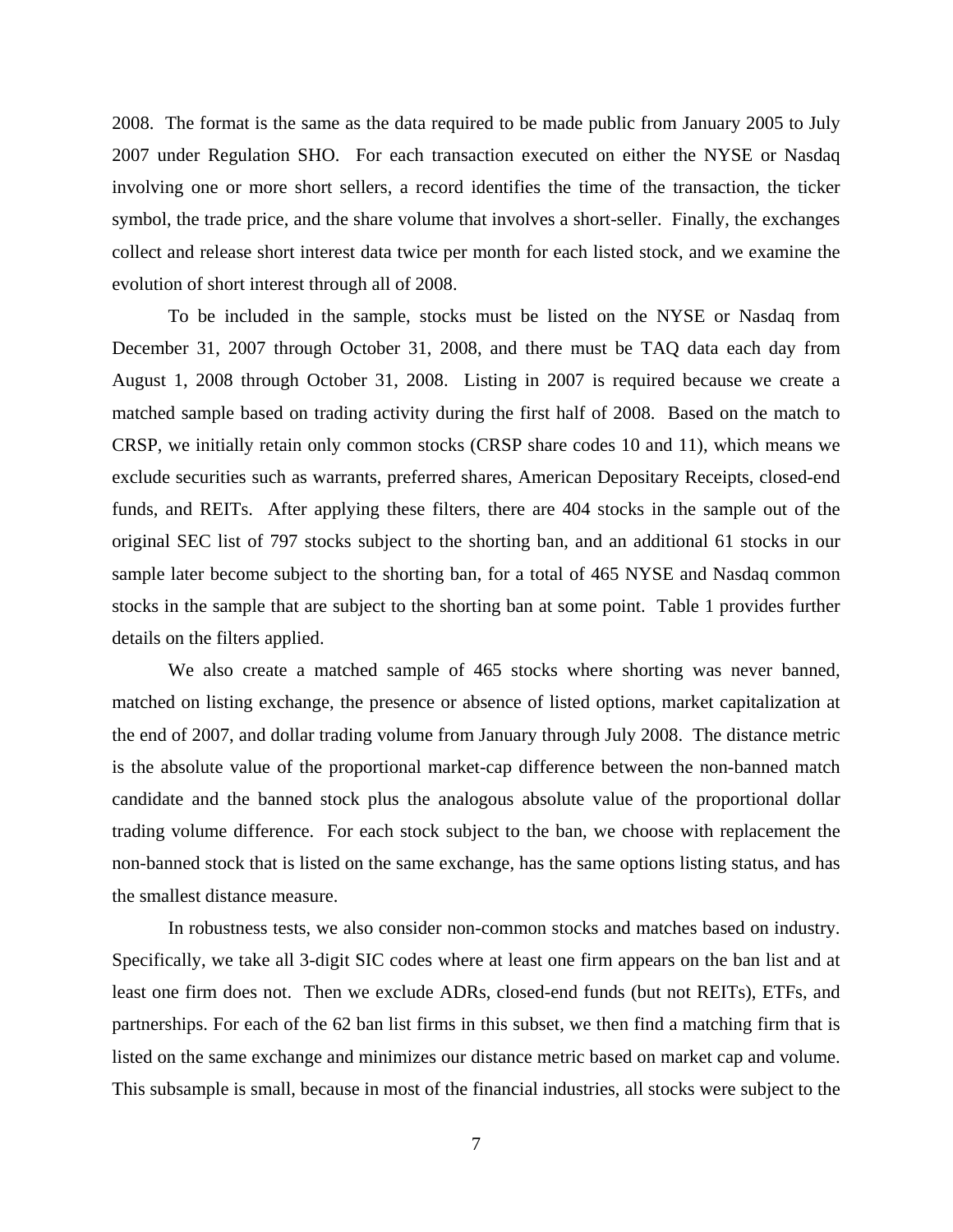2008. The format is the same as the data required to be made public from January 2005 to July 2007 under Regulation SHO. For each transaction executed on either the NYSE or Nasdaq involving one or more short sellers, a record identifies the time of the transaction, the ticker symbol, the trade price, and the share volume that involves a short-seller. Finally, the exchanges collect and release short interest data twice per month for each listed stock, and we examine the evolution of short interest through all of 2008.

To be included in the sample, stocks must be listed on the NYSE or Nasdaq from December 31, 2007 through October 31, 2008, and there must be TAQ data each day from August 1, 2008 through October 31, 2008. Listing in 2007 is required because we create a matched sample based on trading activity during the first half of 2008. Based on the match to CRSP, we initially retain only common stocks (CRSP share codes 10 and 11), which means we exclude securities such as warrants, preferred shares, American Depositary Receipts, closed-end funds, and REITs. After applying these filters, there are 404 stocks in the sample out of the original SEC list of 797 stocks subject to the shorting ban, and an additional 61 stocks in our sample later become subject to the shorting ban, for a total of 465 NYSE and Nasdaq common stocks in the sample that are subject to the shorting ban at some point. Table 1 provides further details on the filters applied.

We also create a matched sample of 465 stocks where shorting was never banned, matched on listing exchange, the presence or absence of listed options, market capitalization at the end of 2007, and dollar trading volume from January through July 2008. The distance metric is the absolute value of the proportional market-cap difference between the non-banned match candidate and the banned stock plus the analogous absolute value of the proportional dollar trading volume difference. For each stock subject to the ban, we choose with replacement the non-banned stock that is listed on the same exchange, has the same options listing status, and has the smallest distance measure.

In robustness tests, we also consider non-common stocks and matches based on industry. Specifically, we take all 3-digit SIC codes where at least one firm appears on the ban list and at least one firm does not. Then we exclude ADRs, closed-end funds (but not REITs), ETFs, and partnerships. For each of the 62 ban list firms in this subset, we then find a matching firm that is listed on the same exchange and minimizes our distance metric based on market cap and volume. This subsample is small, because in most of the financial industries, all stocks were subject to the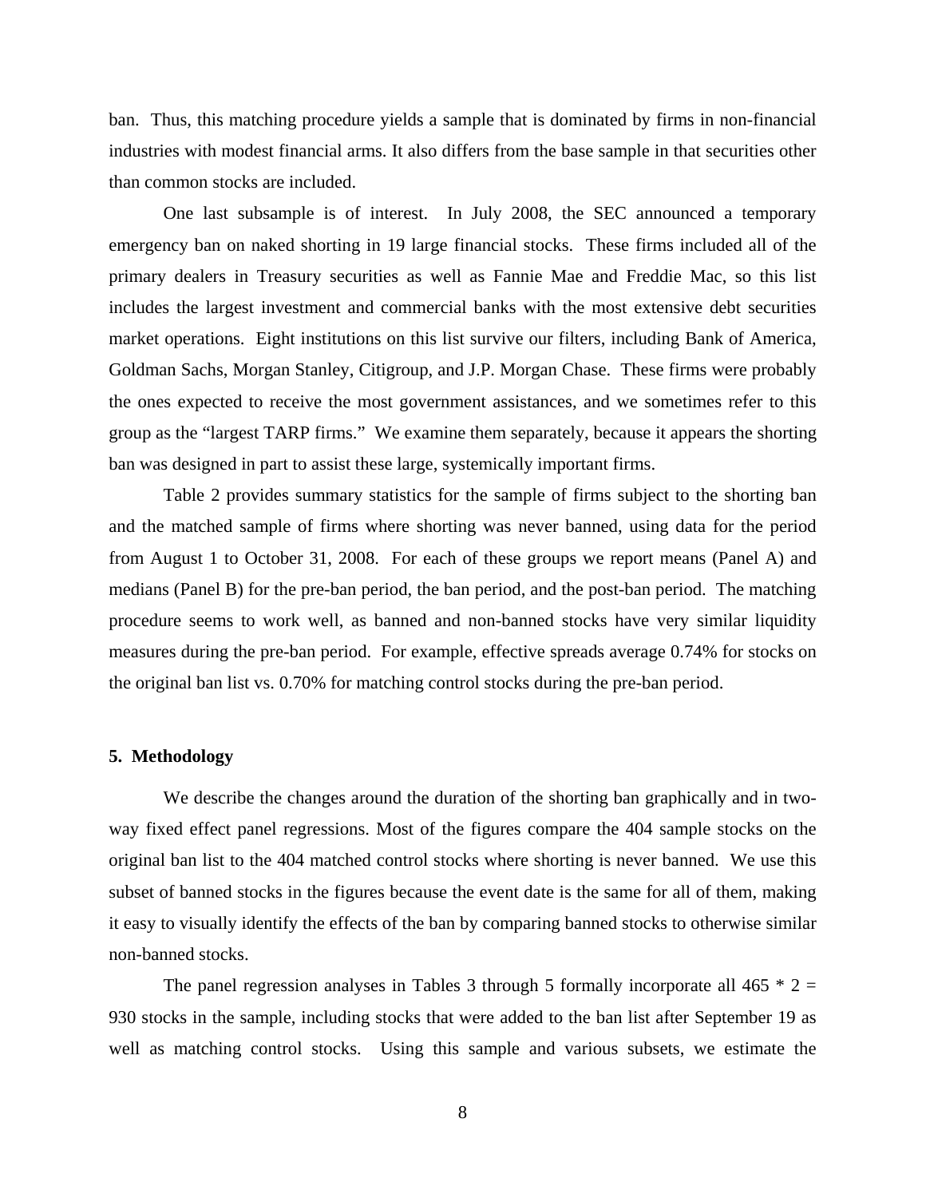ban. Thus, this matching procedure yields a sample that is dominated by firms in non-financial industries with modest financial arms. It also differs from the base sample in that securities other than common stocks are included.

One last subsample is of interest. In July 2008, the SEC announced a temporary emergency ban on naked shorting in 19 large financial stocks. These firms included all of the primary dealers in Treasury securities as well as Fannie Mae and Freddie Mac, so this list includes the largest investment and commercial banks with the most extensive debt securities market operations. Eight institutions on this list survive our filters, including Bank of America, Goldman Sachs, Morgan Stanley, Citigroup, and J.P. Morgan Chase. These firms were probably the ones expected to receive the most government assistances, and we sometimes refer to this group as the "largest TARP firms." We examine them separately, because it appears the shorting ban was designed in part to assist these large, systemically important firms.

Table 2 provides summary statistics for the sample of firms subject to the shorting ban and the matched sample of firms where shorting was never banned, using data for the period from August 1 to October 31, 2008. For each of these groups we report means (Panel A) and medians (Panel B) for the pre-ban period, the ban period, and the post-ban period. The matching procedure seems to work well, as banned and non-banned stocks have very similar liquidity measures during the pre-ban period. For example, effective spreads average 0.74% for stocks on the original ban list vs. 0.70% for matching control stocks during the pre-ban period.

## 5. Methodology

We describe the changes around the duration of the shorting ban graphically and in two-way fixed effect panel regressions. Most of the figures compare the 404 sample stocks on the original ban list to the 404 matched control stocks where shorting is never banned. We use this subset of banned stocks in the figures because the event date is the same for all of them, making it easy to visually identify the effects of the ban by comparing banned stocks to otherwise similar non-banned stocks.

The panel regression analyses in Tables 3 through 5 formally incorporate all 465 * 2 = 930 stocks in the sample, including stocks that were added to the ban list after September 19 as well as matching control stocks. Using this sample and various subsets, we estimate the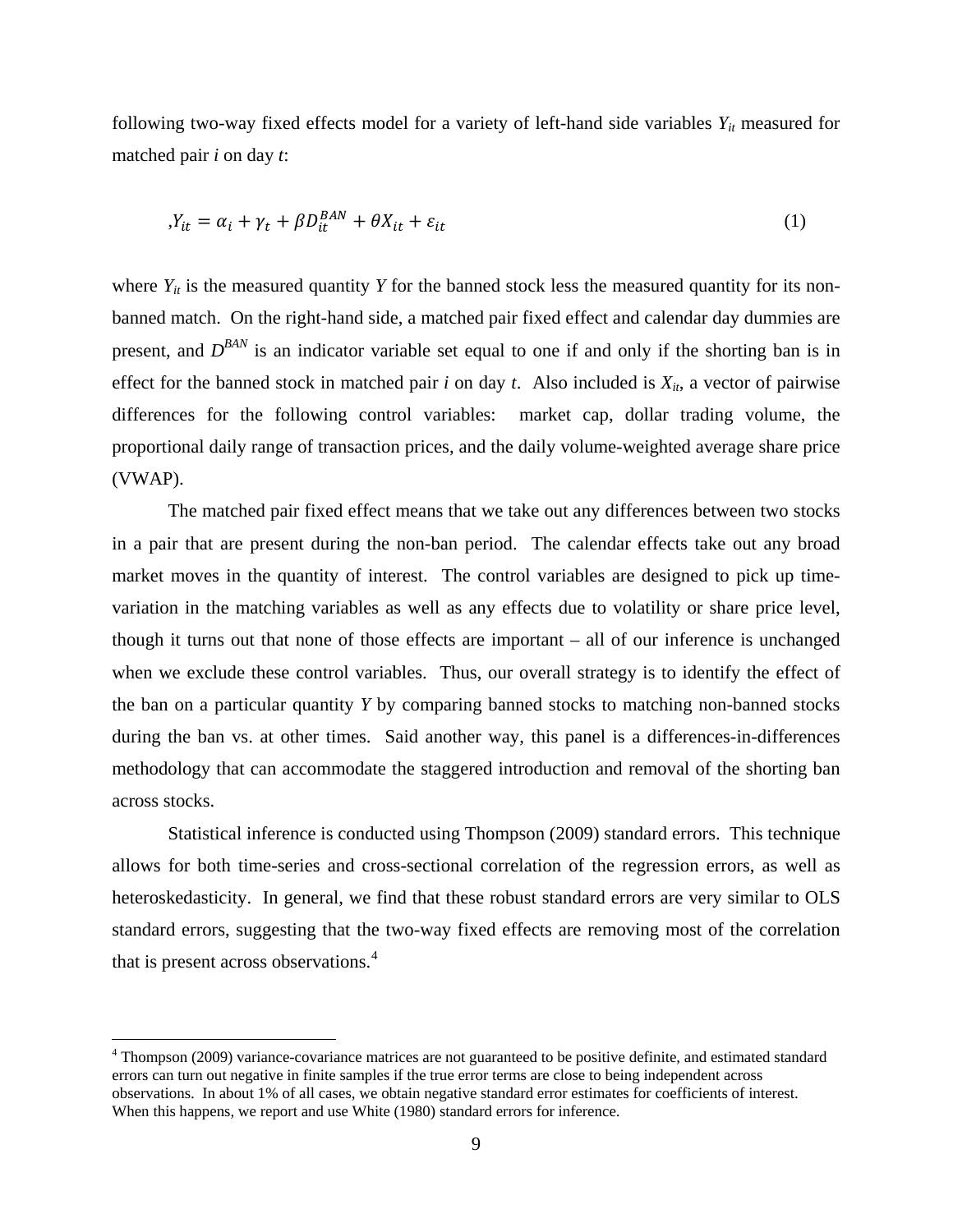following two-way fixed effects model for a variety of left-hand side variables $Y_{it}$ measured for matched pair $i$ on day $t$:

$$,Y_{it} = \alpha_i + \gamma_t + \beta D_{it}^{BAN} + \theta X_{it} + \varepsilon_{it} \tag{1}$$

where $Y_{it}$ is the measured quantity $Y$ for the banned stock less the measured quantity for its non-banned match. On the right-hand side, a matched pair fixed effect and calendar day dummies are present, and $D^{BAN}$ is an indicator variable set equal to one if and only if the shorting ban is in effect for the banned stock in matched pair $i$ on day $t$. Also included is $X_{it}$, a vector of pairwise differences for the following control variables: market cap, dollar trading volume, the proportional daily range of transaction prices, and the daily volume-weighted average share price (VWAP).

The matched pair fixed effect means that we take out any differences between two stocks in a pair that are present during the non-ban period. The calendar effects take out any broad market moves in the quantity of interest. The control variables are designed to pick up time-variation in the matching variables as well as any effects due to volatility or share price level, though it turns out that none of those effects are important – all of our inference is unchanged when we exclude these control variables. Thus, our overall strategy is to identify the effect of the ban on a particular quantity $Y$ by comparing banned stocks to matching non-banned stocks during the ban vs. at other times. Said another way, this panel is a differences-in-differences methodology that can accommodate the staggered introduction and removal of the shorting ban across stocks.

Statistical inference is conducted using Thompson (2009) standard errors. This technique allows for both time-series and cross-sectional correlation of the regression errors, as well as heteroskedasticity. In general, we find that these robust standard errors are very similar to OLS standard errors, suggesting that the two-way fixed effects are removing most of the correlation that is present across observations.[4]

[4] Thompson (2009) variance-covariance matrices are not guaranteed to be positive definite, and estimated standard errors can turn out negative in finite samples if the true error terms are close to being independent across observations. In about 1% of all cases, we obtain negative standard error estimates for coefficients of interest. When this happens, we report and use White (1980) standard errors for inference.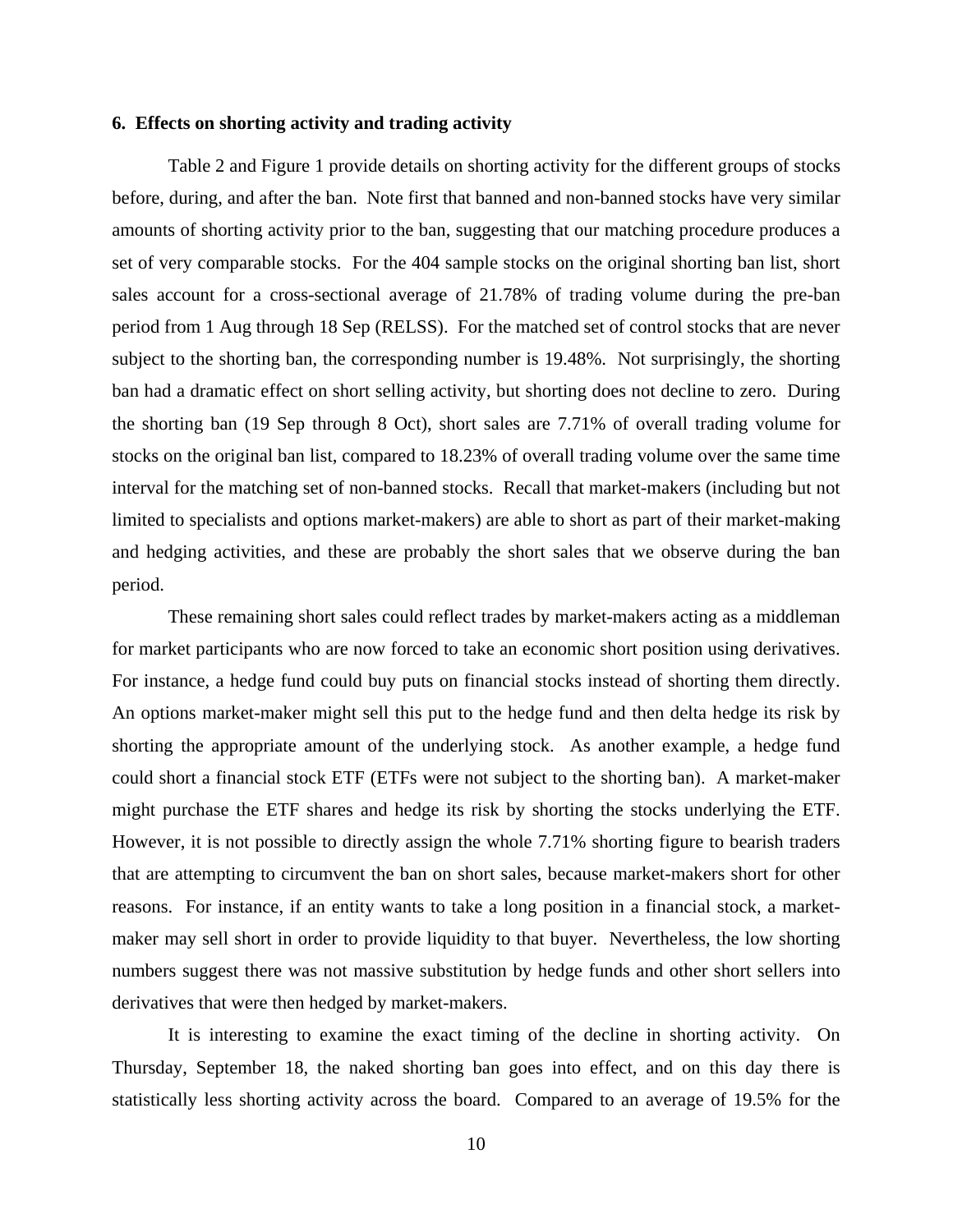### 6. Effects on shorting activity and trading activity

Table 2 and Figure 1 provide details on shorting activity for the different groups of stocks before, during, and after the ban. Note first that banned and non-banned stocks have very similar amounts of shorting activity prior to the ban, suggesting that our matching procedure produces a set of very comparable stocks. For the 404 sample stocks on the original shorting ban list, short sales account for a cross-sectional average of 21.78% of trading volume during the pre-ban period from 1 Aug through 18 Sep (RELSS). For the matched set of control stocks that are never subject to the shorting ban, the corresponding number is 19.48%. Not surprisingly, the shorting ban had a dramatic effect on short selling activity, but shorting does not decline to zero. During the shorting ban (19 Sep through 8 Oct), short sales are 7.71% of overall trading volume for stocks on the original ban list, compared to 18.23% of overall trading volume over the same time interval for the matching set of non-banned stocks. Recall that market-makers (including but not limited to specialists and options market-makers) are able to short as part of their market-making and hedging activities, and these are probably the short sales that we observe during the ban period.

These remaining short sales could reflect trades by market-makers acting as a middleman for market participants who are now forced to take an economic short position using derivatives. For instance, a hedge fund could buy puts on financial stocks instead of shorting them directly. An options market-maker might sell this put to the hedge fund and then delta hedge its risk by shorting the appropriate amount of the underlying stock. As another example, a hedge fund could short a financial stock ETF (ETFs were not subject to the shorting ban). A market-maker might purchase the ETF shares and hedge its risk by shorting the stocks underlying the ETF. However, it is not possible to directly assign the whole 7.71% shorting figure to bearish traders that are attempting to circumvent the ban on short sales, because market-makers short for other reasons. For instance, if an entity wants to take a long position in a financial stock, a market-maker may sell short in order to provide liquidity to that buyer. Nevertheless, the low shorting numbers suggest there was not massive substitution by hedge funds and other short sellers into derivatives that were then hedged by market-makers.

It is interesting to examine the exact timing of the decline in shorting activity. On Thursday, September 18, the naked shorting ban goes into effect, and on this day there is statistically less shorting activity across the board. Compared to an average of 19.5% for the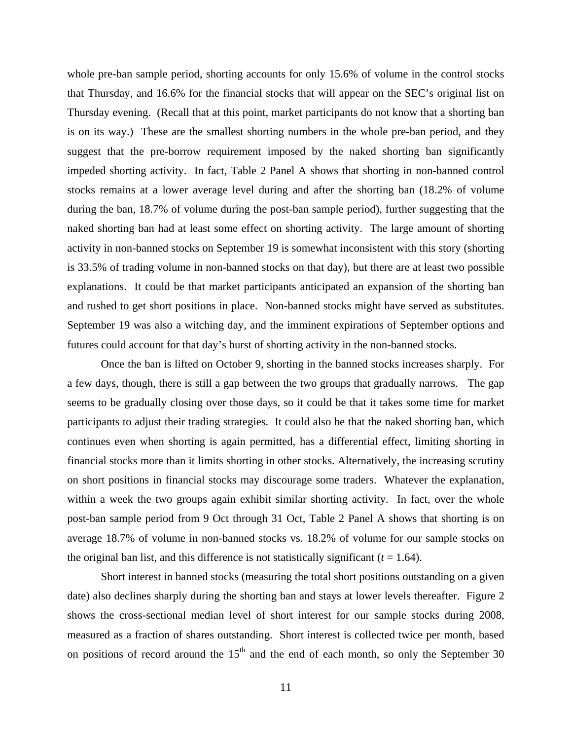whole pre-ban sample period, shorting accounts for only 15.6% of volume in the control stocks that Thursday, and 16.6% for the financial stocks that will appear on the SEC's original list on Thursday evening. (Recall that at this point, market participants do not know that a shorting ban is on its way.) These are the smallest shorting numbers in the whole pre-ban period, and they suggest that the pre-borrow requirement imposed by the naked shorting ban significantly impeded shorting activity. In fact, Table 2 Panel A shows that shorting in non-banned control stocks remains at a lower average level during and after the shorting ban (18.2% of volume during the ban, 18.7% of volume during the post-ban sample period), further suggesting that the naked shorting ban had at least some effect on shorting activity. The large amount of shorting activity in non-banned stocks on September 19 is somewhat inconsistent with this story (shorting is 33.5% of trading volume in non-banned stocks on that day), but there are at least two possible explanations. It could be that market participants anticipated an expansion of the shorting ban and rushed to get short positions in place. Non-banned stocks might have served as substitutes. September 19 was also a witching day, and the imminent expirations of September options and futures could account for that day's burst of shorting activity in the non-banned stocks.

Once the ban is lifted on October 9, shorting in the banned stocks increases sharply. For a few days, though, there is still a gap between the two groups that gradually narrows. The gap seems to be gradually closing over those days, so it could be that it takes some time for market participants to adjust their trading strategies. It could also be that the naked shorting ban, which continues even when shorting is again permitted, has a differential effect, limiting shorting in financial stocks more than it limits shorting in other stocks. Alternatively, the increasing scrutiny on short positions in financial stocks may discourage some traders. Whatever the explanation, within a week the two groups again exhibit similar shorting activity. In fact, over the whole post-ban sample period from 9 Oct through 31 Oct, Table 2 Panel A shows that shorting is on average 18.7% of volume in non-banned stocks vs. 18.2% of volume for our sample stocks on the original ban list, and this difference is not statistically significant ($t$ = 1.64).

Short interest in banned stocks (measuring the total short positions outstanding on a given date) also declines sharply during the shorting ban and stays at lower levels thereafter. Figure 2 shows the cross-sectional median level of short interest for our sample stocks during 2008, measured as a fraction of shares outstanding. Short interest is collected twice per month, based on positions of record around the 15th and the end of each month, so only the September 30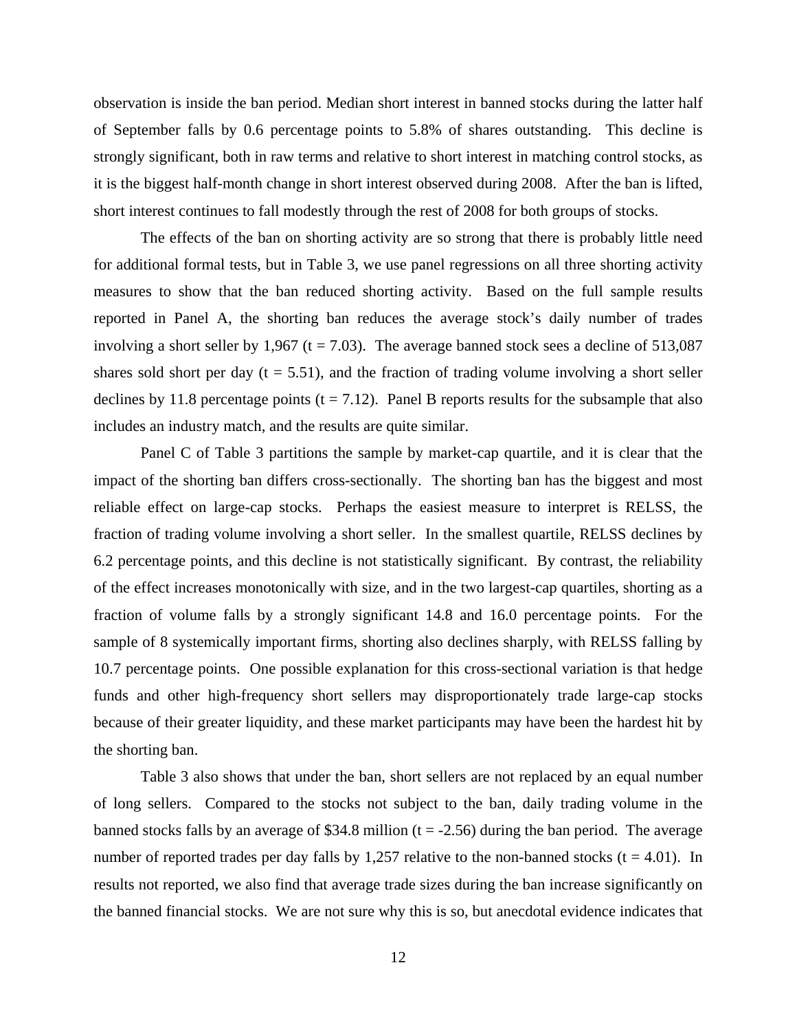observation is inside the ban period. Median short interest in banned stocks during the latter half of September falls by 0.6 percentage points to 5.8% of shares outstanding. This decline is strongly significant, both in raw terms and relative to short interest in matching control stocks, as it is the biggest half-month change in short interest observed during 2008. After the ban is lifted, short interest continues to fall modestly through the rest of 2008 for both groups of stocks.

The effects of the ban on shorting activity are so strong that there is probably little need for additional formal tests, but in Table 3, we use panel regressions on all three shorting activity measures to show that the ban reduced shorting activity. Based on the full sample results reported in Panel A, the shorting ban reduces the average stock's daily number of trades involving a short seller by 1,967 ($t = 7.03$). The average banned stock sees a decline of 513,087 shares sold short per day ($t = 5.51$), and the fraction of trading volume involving a short seller declines by 11.8 percentage points ($t = 7.12$). Panel B reports results for the subsample that also includes an industry match, and the results are quite similar.

Panel C of Table 3 partitions the sample by market-cap quartile, and it is clear that the impact of the shorting ban differs cross-sectionally. The shorting ban has the biggest and most reliable effect on large-cap stocks. Perhaps the easiest measure to interpret is RELSS, the fraction of trading volume involving a short seller. In the smallest quartile, RELSS declines by 6.2 percentage points, and this decline is not statistically significant. By contrast, the reliability of the effect increases monotonically with size, and in the two largest-cap quartiles, shorting as a fraction of volume falls by a strongly significant 14.8 and 16.0 percentage points. For the sample of 8 systemically important firms, shorting also declines sharply, with RELSS falling by 10.7 percentage points. One possible explanation for this cross-sectional variation is that hedge funds and other high-frequency short sellers may disproportionately trade large-cap stocks because of their greater liquidity, and these market participants may have been the hardest hit by the shorting ban.

Table 3 also shows that under the ban, short sellers are not replaced by an equal number of long sellers. Compared to the stocks not subject to the ban, daily trading volume in the banned stocks falls by an average of $34.8 million ($t = -2.56$) during the ban period. The average number of reported trades per day falls by 1,257 relative to the non-banned stocks ($t = 4.01$). In results not reported, we also find that average trade sizes during the ban increase significantly on the banned financial stocks. We are not sure why this is so, but anecdotal evidence indicates that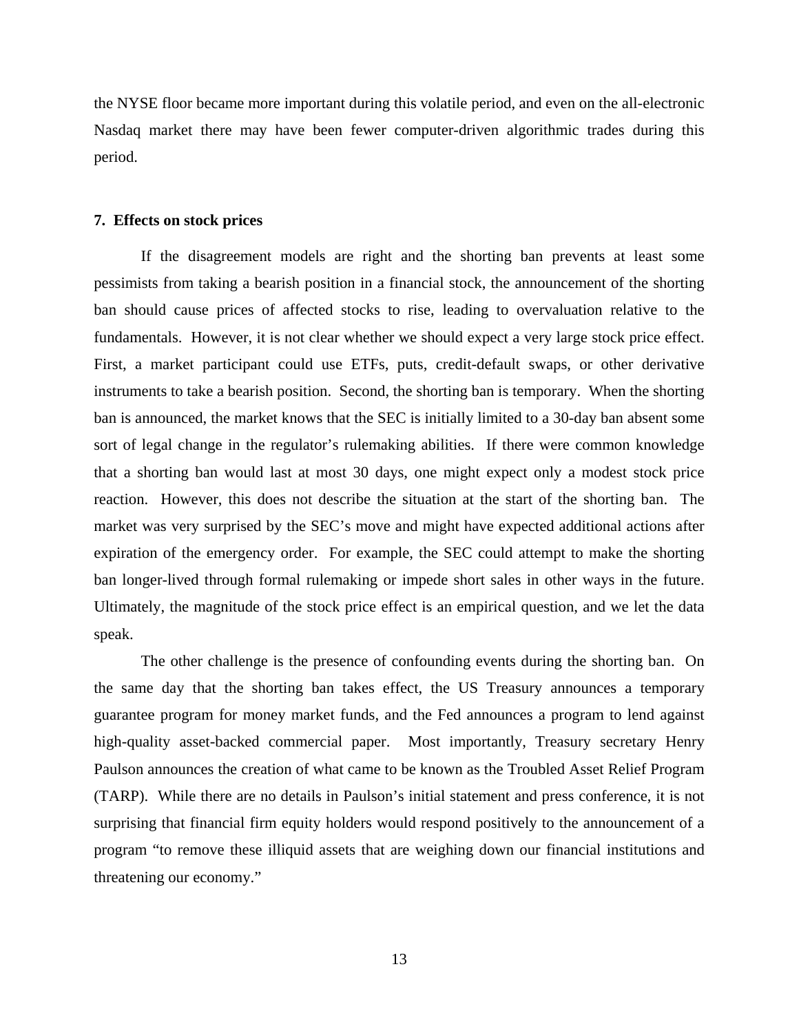the NYSE floor became more important during this volatile period, and even on the all-electronic Nasdaq market there may have been fewer computer-driven algorithmic trades during this period.

### 7. Effects on stock prices

If the disagreement models are right and the shorting ban prevents at least some pessimists from taking a bearish position in a financial stock, the announcement of the shorting ban should cause prices of affected stocks to rise, leading to overvaluation relative to the fundamentals. However, it is not clear whether we should expect a very large stock price effect. First, a market participant could use ETFs, puts, credit-default swaps, or other derivative instruments to take a bearish position. Second, the shorting ban is temporary. When the shorting ban is announced, the market knows that the SEC is initially limited to a 30-day ban absent some sort of legal change in the regulator's rulemaking abilities. If there were common knowledge that a shorting ban would last at most 30 days, one might expect only a modest stock price reaction. However, this does not describe the situation at the start of the shorting ban. The market was very surprised by the SEC's move and might have expected additional actions after expiration of the emergency order. For example, the SEC could attempt to make the shorting ban longer-lived through formal rulemaking or impede short sales in other ways in the future. Ultimately, the magnitude of the stock price effect is an empirical question, and we let the data speak.

The other challenge is the presence of confounding events during the shorting ban. On the same day that the shorting ban takes effect, the US Treasury announces a temporary guarantee program for money market funds, and the Fed announces a program to lend against high-quality asset-backed commercial paper. Most importantly, Treasury secretary Henry Paulson announces the creation of what came to be known as the Troubled Asset Relief Program (TARP). While there are no details in Paulson's initial statement and press conference, it is not surprising that financial firm equity holders would respond positively to the announcement of a program "to remove these illiquid assets that are weighing down our financial institutions and threatening our economy."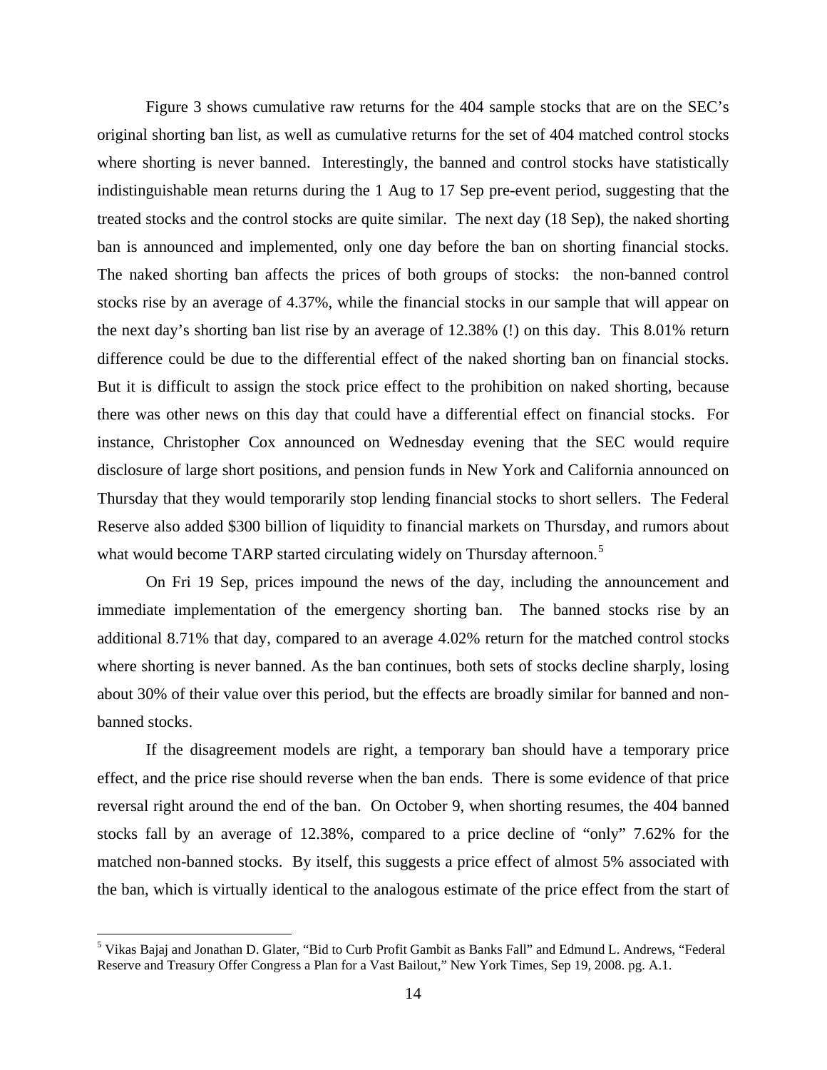Figure 3 shows cumulative raw returns for the 404 sample stocks that are on the SEC's original shorting ban list, as well as cumulative returns for the set of 404 matched control stocks where shorting is never banned. Interestingly, the banned and control stocks have statistically indistinguishable mean returns during the 1 Aug to 17 Sep pre-event period, suggesting that the treated stocks and the control stocks are quite similar. The next day (18 Sep), the naked shorting ban is announced and implemented, only one day before the ban on shorting financial stocks. The naked shorting ban affects the prices of both groups of stocks: the non-banned control stocks rise by an average of 4.37%, while the financial stocks in our sample that will appear on the next day's shorting ban list rise by an average of 12.38% (!) on this day. This 8.01% return difference could be due to the differential effect of the naked shorting ban on financial stocks. But it is difficult to assign the stock price effect to the prohibition on naked shorting, because there was other news on this day that could have a differential effect on financial stocks. For instance, Christopher Cox announced on Wednesday evening that the SEC would require disclosure of large short positions, and pension funds in New York and California announced on Thursday that they would temporarily stop lending financial stocks to short sellers. The Federal Reserve also added $300 billion of liquidity to financial markets on Thursday, and rumors about what would become TARP started circulating widely on Thursday afternoon.[5]

On Fri 19 Sep, prices impound the news of the day, including the announcement and immediate implementation of the emergency shorting ban. The banned stocks rise by an additional 8.71% that day, compared to an average 4.02% return for the matched control stocks where shorting is never banned. As the ban continues, both sets of stocks decline sharply, losing about 30% of their value over this period, but the effects are broadly similar for banned and non-banned stocks.

If the disagreement models are right, a temporary ban should have a temporary price effect, and the price rise should reverse when the ban ends. There is some evidence of that price reversal right around the end of the ban. On October 9, when shorting resumes, the 404 banned stocks fall by an average of 12.38%, compared to a price decline of "only" 7.62% for the matched non-banned stocks. By itself, this suggests a price effect of almost 5% associated with the ban, which is virtually identical to the analogous estimate of the price effect from the start of

[5] Vikas Bajaj and Jonathan D. Glater, "Bid to Curb Profit Gambit as Banks Fall" and Edmund L. Andrews, "Federal Reserve and Treasury Offer Congress a Plan for a Vast Bailout," New York Times, Sep 19, 2008. pg. A.1.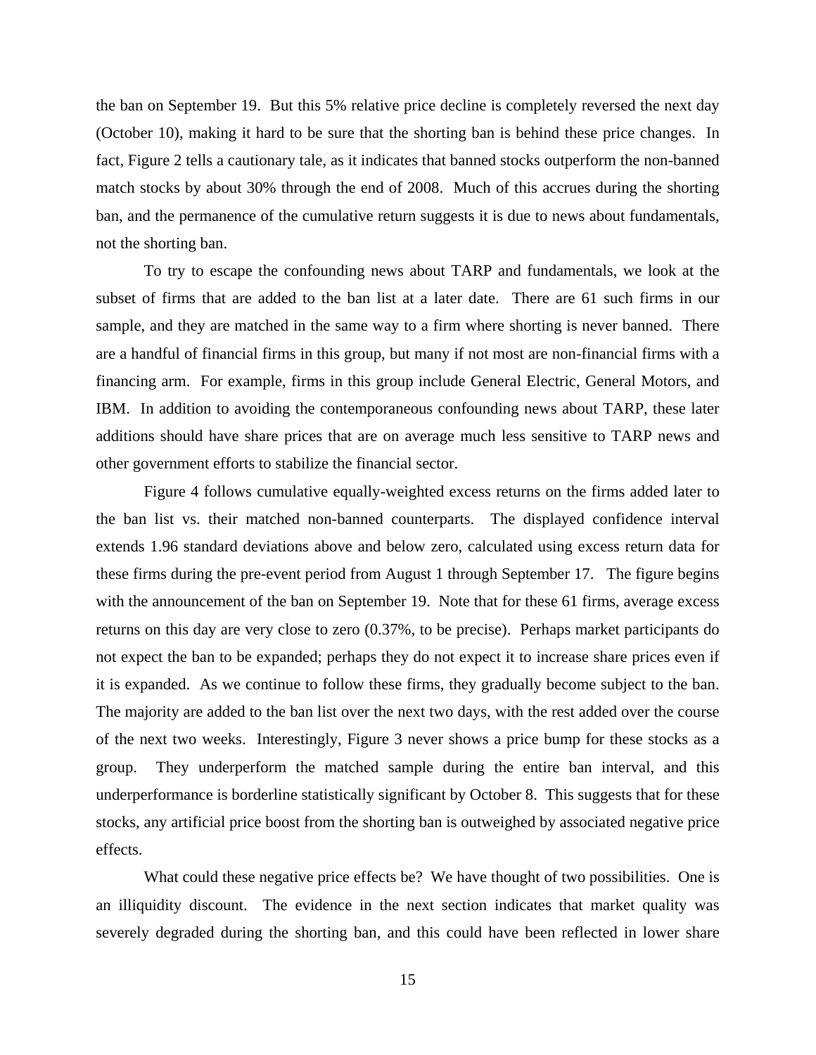the ban on September 19. But this 5% relative price decline is completely reversed the next day (October 10), making it hard to be sure that the shorting ban is behind these price changes. In fact, Figure 2 tells a cautionary tale, as it indicates that banned stocks outperform the non-banned match stocks by about 30% through the end of 2008. Much of this accrues during the shorting ban, and the permanence of the cumulative return suggests it is due to news about fundamentals, not the shorting ban.

To try to escape the confounding news about TARP and fundamentals, we look at the subset of firms that are added to the ban list at a later date. There are 61 such firms in our sample, and they are matched in the same way to a firm where shorting is never banned. There are a handful of financial firms in this group, but many if not most are non-financial firms with a financing arm. For example, firms in this group include General Electric, General Motors, and IBM. In addition to avoiding the contemporaneous confounding news about TARP, these later additions should have share prices that are on average much less sensitive to TARP news and other government efforts to stabilize the financial sector.

Figure 4 follows cumulative equally-weighted excess returns on the firms added later to the ban list vs. their matched non-banned counterparts. The displayed confidence interval extends 1.96 standard deviations above and below zero, calculated using excess return data for these firms during the pre-event period from August 1 through September 17. The figure begins with the announcement of the ban on September 19. Note that for these 61 firms, average excess returns on this day are very close to zero (0.37%, to be precise). Perhaps market participants do not expect the ban to be expanded; perhaps they do not expect it to increase share prices even if it is expanded. As we continue to follow these firms, they gradually become subject to the ban. The majority are added to the ban list over the next two days, with the rest added over the course of the next two weeks. Interestingly, Figure 3 never shows a price bump for these stocks as a group. They underperform the matched sample during the entire ban interval, and this underperformance is borderline statistically significant by October 8. This suggests that for these stocks, any artificial price boost from the shorting ban is outweighed by associated negative price effects.

What could these negative price effects be? We have thought of two possibilities. One is an illiquidity discount. The evidence in the next section indicates that market quality was severely degraded during the shorting ban, and this could have been reflected in lower share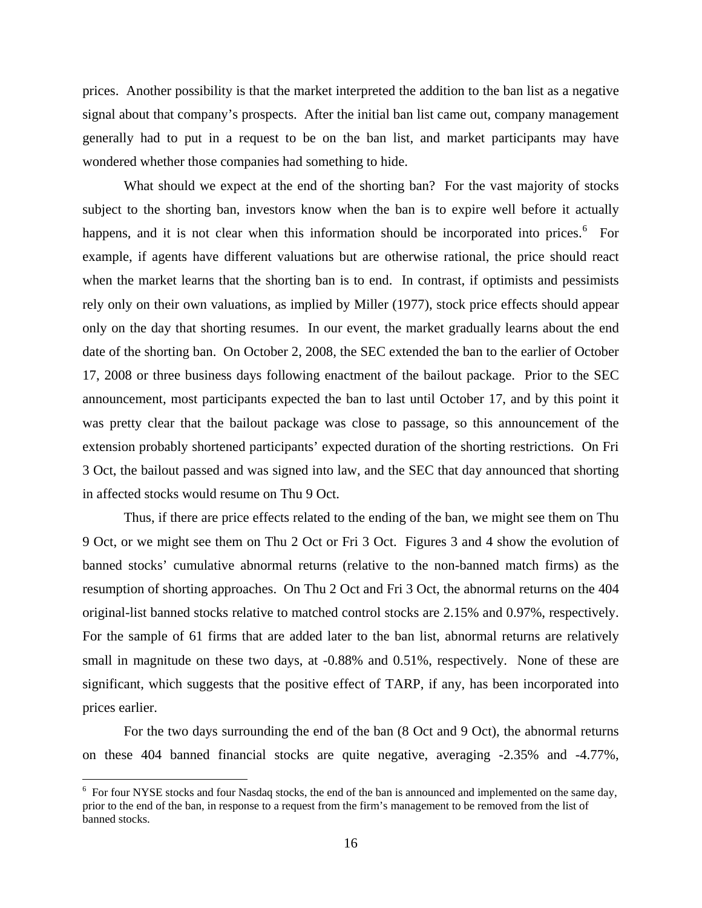prices. Another possibility is that the market interpreted the addition to the ban list as a negative signal about that company's prospects. After the initial ban list came out, company management generally had to put in a request to be on the ban list, and market participants may have wondered whether those companies had something to hide.

What should we expect at the end of the shorting ban? For the vast majority of stocks subject to the shorting ban, investors know when the ban is to expire well before it actually happens, and it is not clear when this information should be incorporated into prices.[6] For example, if agents have different valuations but are otherwise rational, the price should react when the market learns that the shorting ban is to end. In contrast, if optimists and pessimists rely only on their own valuations, as implied by Miller (1977), stock price effects should appear only on the day that shorting resumes. In our event, the market gradually learns about the end date of the shorting ban. On October 2, 2008, the SEC extended the ban to the earlier of October 17, 2008 or three business days following enactment of the bailout package. Prior to the SEC announcement, most participants expected the ban to last until October 17, and by this point it was pretty clear that the bailout package was close to passage, so this announcement of the extension probably shortened participants' expected duration of the shorting restrictions. On Fri 3 Oct, the bailout passed and was signed into law, and the SEC that day announced that shorting in affected stocks would resume on Thu 9 Oct.

Thus, if there are price effects related to the ending of the ban, we might see them on Thu 9 Oct, or we might see them on Thu 2 Oct or Fri 3 Oct. Figures 3 and 4 show the evolution of banned stocks' cumulative abnormal returns (relative to the non-banned match firms) as the resumption of shorting approaches. On Thu 2 Oct and Fri 3 Oct, the abnormal returns on the 404 original-list banned stocks relative to matched control stocks are 2.15% and 0.97%, respectively. For the sample of 61 firms that are added later to the ban list, abnormal returns are relatively small in magnitude on these two days, at -0.88% and 0.51%, respectively. None of these are significant, which suggests that the positive effect of TARP, if any, has been incorporated into prices earlier.

For the two days surrounding the end of the ban (8 Oct and 9 Oct), the abnormal returns on these 404 banned financial stocks are quite negative, averaging -2.35% and -4.77%,

[6] For four NYSE stocks and four Nasdaq stocks, the end of the ban is announced and implemented on the same day, prior to the end of the ban, in response to a request from the firm's management to be removed from the list of banned stocks.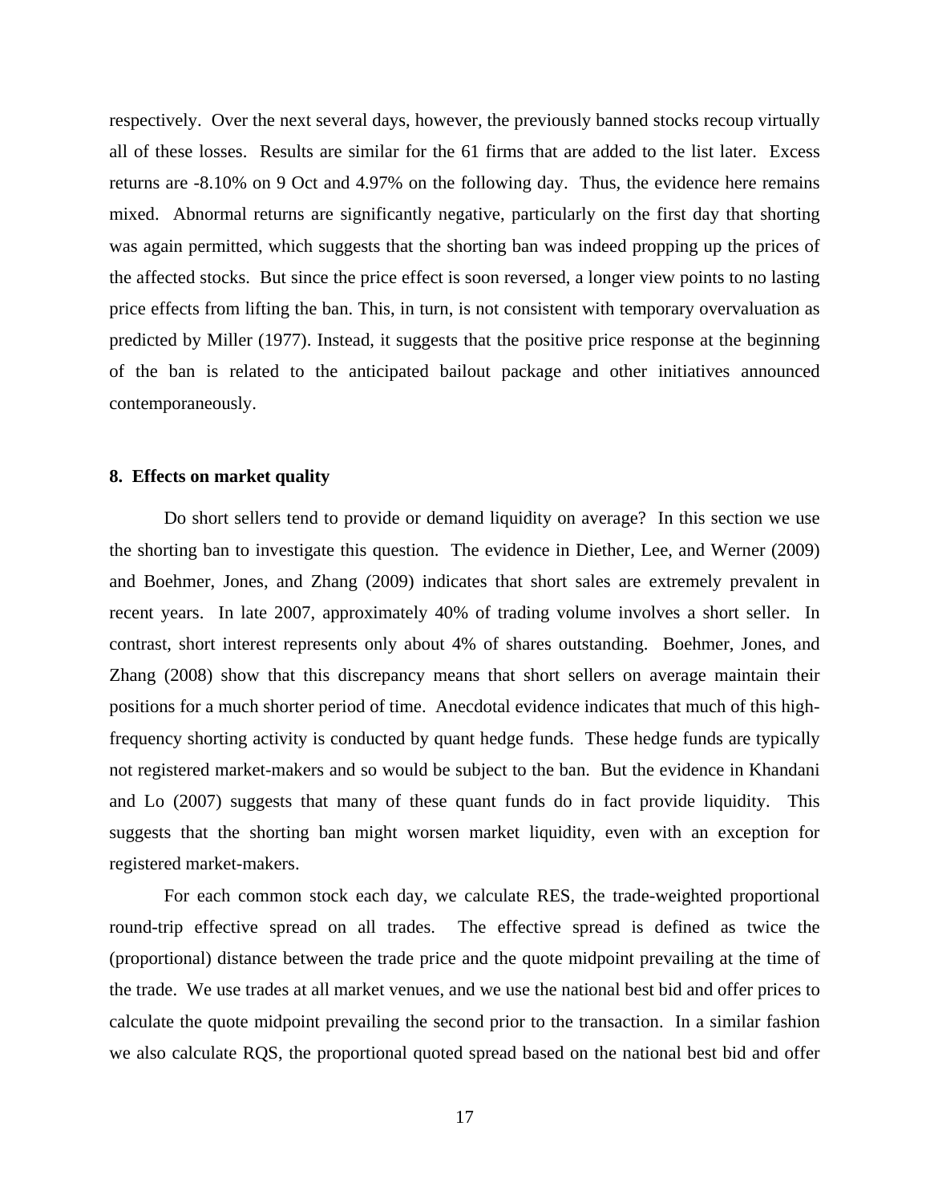respectively. Over the next several days, however, the previously banned stocks recoup virtually all of these losses. Results are similar for the 61 firms that are added to the list later. Excess returns are -8.10% on 9 Oct and 4.97% on the following day. Thus, the evidence here remains mixed. Abnormal returns are significantly negative, particularly on the first day that shorting was again permitted, which suggests that the shorting ban was indeed propping up the prices of the affected stocks. But since the price effect is soon reversed, a longer view points to no lasting price effects from lifting the ban. This, in turn, is not consistent with temporary overvaluation as predicted by Miller (1977). Instead, it suggests that the positive price response at the beginning of the ban is related to the anticipated bailout package and other initiatives announced contemporaneously.

## 8. Effects on market quality

Do short sellers tend to provide or demand liquidity on average? In this section we use the shorting ban to investigate this question. The evidence in Diether, Lee, and Werner (2009) and Boehmer, Jones, and Zhang (2009) indicates that short sales are extremely prevalent in recent years. In late 2007, approximately 40% of trading volume involves a short seller. In contrast, short interest represents only about 4% of shares outstanding. Boehmer, Jones, and Zhang (2008) show that this discrepancy means that short sellers on average maintain their positions for a much shorter period of time. Anecdotal evidence indicates that much of this high-frequency shorting activity is conducted by quant hedge funds. These hedge funds are typically not registered market-makers and so would be subject to the ban. But the evidence in Khandani and Lo (2007) suggests that many of these quant funds do in fact provide liquidity. This suggests that the shorting ban might worsen market liquidity, even with an exception for registered market-makers.

For each common stock each day, we calculate RES, the trade-weighted proportional round-trip effective spread on all trades. The effective spread is defined as twice the (proportional) distance between the trade price and the quote midpoint prevailing at the time of the trade. We use trades at all market venues, and we use the national best bid and offer prices to calculate the quote midpoint prevailing the second prior to the transaction. In a similar fashion we also calculate RQS, the proportional quoted spread based on the national best bid and offer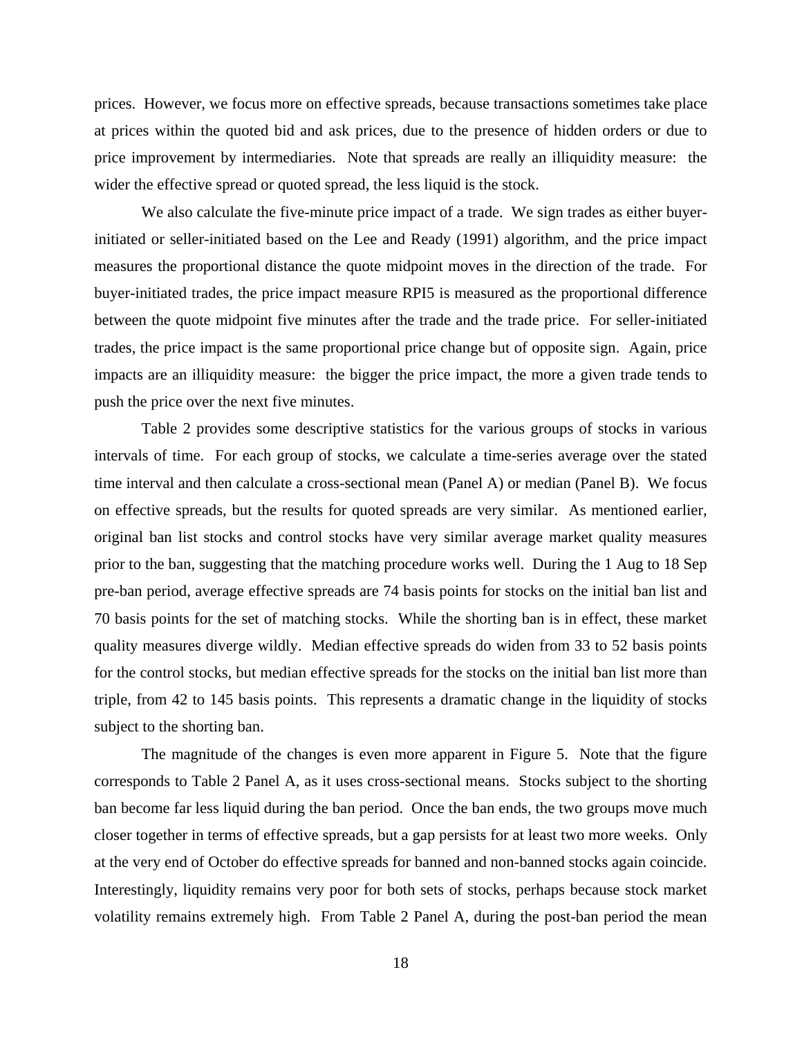prices. However, we focus more on effective spreads, because transactions sometimes take place at prices within the quoted bid and ask prices, due to the presence of hidden orders or due to price improvement by intermediaries. Note that spreads are really an illiquidity measure: the wider the effective spread or quoted spread, the less liquid is the stock.

We also calculate the five-minute price impact of a trade. We sign trades as either buyer-initiated or seller-initiated based on the Lee and Ready (1991) algorithm, and the price impact measures the proportional distance the quote midpoint moves in the direction of the trade. For buyer-initiated trades, the price impact measure RPI5 is measured as the proportional difference between the quote midpoint five minutes after the trade and the trade price. For seller-initiated trades, the price impact is the same proportional price change but of opposite sign. Again, price impacts are an illiquidity measure: the bigger the price impact, the more a given trade tends to push the price over the next five minutes.

Table 2 provides some descriptive statistics for the various groups of stocks in various intervals of time. For each group of stocks, we calculate a time-series average over the stated time interval and then calculate a cross-sectional mean (Panel A) or median (Panel B). We focus on effective spreads, but the results for quoted spreads are very similar. As mentioned earlier, original ban list stocks and control stocks have very similar average market quality measures prior to the ban, suggesting that the matching procedure works well. During the 1 Aug to 18 Sep pre-ban period, average effective spreads are 74 basis points for stocks on the initial ban list and 70 basis points for the set of matching stocks. While the shorting ban is in effect, these market quality measures diverge wildly. Median effective spreads do widen from 33 to 52 basis points for the control stocks, but median effective spreads for the stocks on the initial ban list more than triple, from 42 to 145 basis points. This represents a dramatic change in the liquidity of stocks subject to the shorting ban.

The magnitude of the changes is even more apparent in Figure 5. Note that the figure corresponds to Table 2 Panel A, as it uses cross-sectional means. Stocks subject to the shorting ban become far less liquid during the ban period. Once the ban ends, the two groups move much closer together in terms of effective spreads, but a gap persists for at least two more weeks. Only at the very end of October do effective spreads for banned and non-banned stocks again coincide. Interestingly, liquidity remains very poor for both sets of stocks, perhaps because stock market volatility remains extremely high. From Table 2 Panel A, during the post-ban period the mean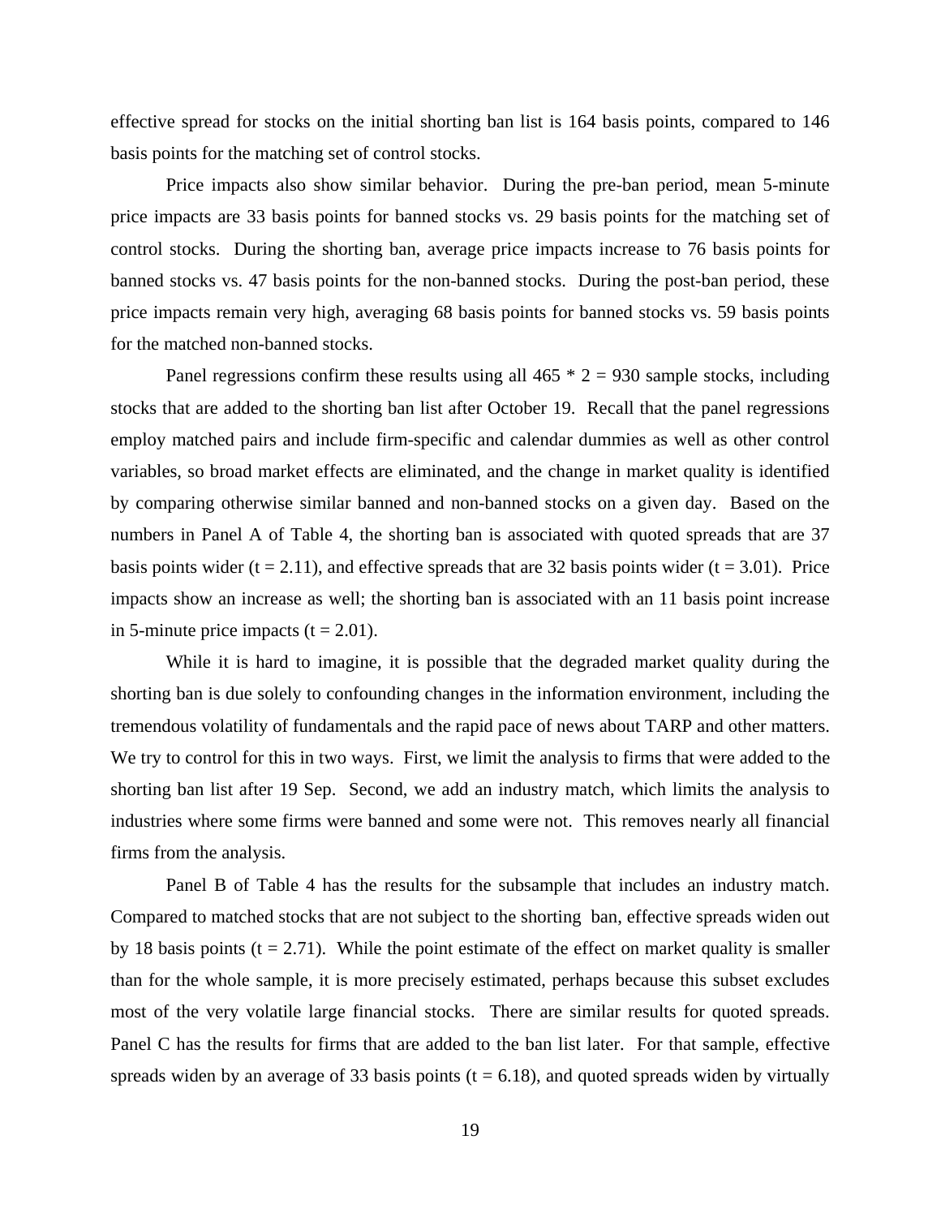effective spread for stocks on the initial shorting ban list is 164 basis points, compared to 146 basis points for the matching set of control stocks.

Price impacts also show similar behavior. During the pre-ban period, mean 5-minute price impacts are 33 basis points for banned stocks vs. 29 basis points for the matching set of control stocks. During the shorting ban, average price impacts increase to 76 basis points for banned stocks vs. 47 basis points for the non-banned stocks. During the post-ban period, these price impacts remain very high, averaging 68 basis points for banned stocks vs. 59 basis points for the matched non-banned stocks.

Panel regressions confirm these results using all 465 * 2 = 930 sample stocks, including stocks that are added to the shorting ban list after October 19. Recall that the panel regressions employ matched pairs and include firm-specific and calendar dummies as well as other control variables, so broad market effects are eliminated, and the change in market quality is identified by comparing otherwise similar banned and non-banned stocks on a given day. Based on the numbers in Panel A of Table 4, the shorting ban is associated with quoted spreads that are 37 basis points wider (t = 2.11), and effective spreads that are 32 basis points wider (t = 3.01). Price impacts show an increase as well; the shorting ban is associated with an 11 basis point increase in 5-minute price impacts (t = 2.01).

While it is hard to imagine, it is possible that the degraded market quality during the shorting ban is due solely to confounding changes in the information environment, including the tremendous volatility of fundamentals and the rapid pace of news about TARP and other matters. We try to control for this in two ways. First, we limit the analysis to firms that were added to the shorting ban list after 19 Sep. Second, we add an industry match, which limits the analysis to industries where some firms were banned and some were not. This removes nearly all financial firms from the analysis.

Panel B of Table 4 has the results for the subsample that includes an industry match. Compared to matched stocks that are not subject to the shorting ban, effective spreads widen out by 18 basis points (t = 2.71). While the point estimate of the effect on market quality is smaller than for the whole sample, it is more precisely estimated, perhaps because this subset excludes most of the very volatile large financial stocks. There are similar results for quoted spreads. Panel C has the results for firms that are added to the ban list later. For that sample, effective spreads widen by an average of 33 basis points (t = 6.18), and quoted spreads widen by virtually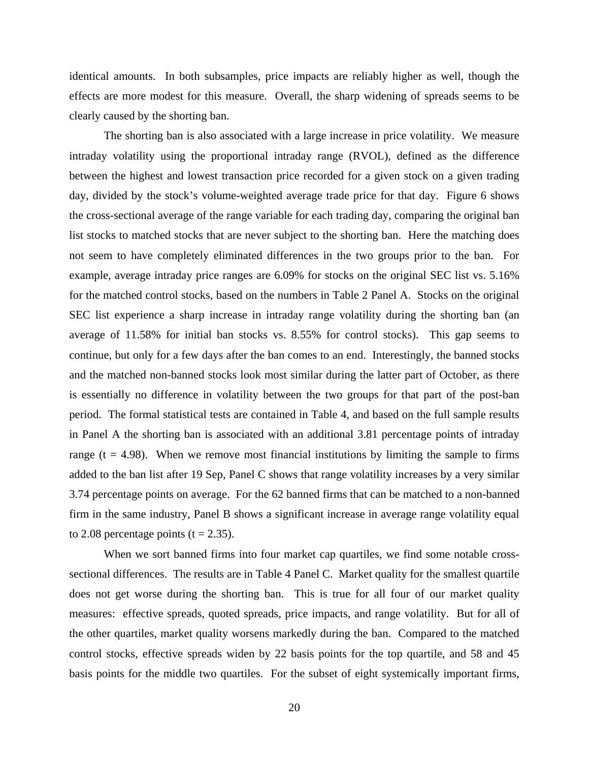identical amounts. In both subsamples, price impacts are reliably higher as well, though the effects are more modest for this measure. Overall, the sharp widening of spreads seems to be clearly caused by the shorting ban.

The shorting ban is also associated with a large increase in price volatility. We measure intraday volatility using the proportional intraday range (RVOL), defined as the difference between the highest and lowest transaction price recorded for a given stock on a given trading day, divided by the stock's volume-weighted average trade price for that day. Figure 6 shows the cross-sectional average of the range variable for each trading day, comparing the original ban list stocks to matched stocks that are never subject to the shorting ban. Here the matching does not seem to have completely eliminated differences in the two groups prior to the ban. For example, average intraday price ranges are 6.09% for stocks on the original SEC list vs. 5.16% for the matched control stocks, based on the numbers in Table 2 Panel A. Stocks on the original SEC list experience a sharp increase in intraday range volatility during the shorting ban (an average of 11.58% for initial ban stocks vs. 8.55% for control stocks). This gap seems to continue, but only for a few days after the ban comes to an end. Interestingly, the banned stocks and the matched non-banned stocks look most similar during the latter part of October, as there is essentially no difference in volatility between the two groups for that part of the post-ban period. The formal statistical tests are contained in Table 4, and based on the full sample results in Panel A the shorting ban is associated with an additional 3.81 percentage points of intraday range (t = 4.98). When we remove most financial institutions by limiting the sample to firms added to the ban list after 19 Sep, Panel C shows that range volatility increases by a very similar 3.74 percentage points on average. For the 62 banned firms that can be matched to a non-banned firm in the same industry, Panel B shows a significant increase in average range volatility equal to 2.08 percentage points (t = 2.35).

When we sort banned firms into four market cap quartiles, we find some notable cross-sectional differences. The results are in Table 4 Panel C. Market quality for the smallest quartile does not get worse during the shorting ban. This is true for all four of our market quality measures: effective spreads, quoted spreads, price impacts, and range volatility. But for all of the other quartiles, market quality worsens markedly during the ban. Compared to the matched control stocks, effective spreads widen by 22 basis points for the top quartile, and 58 and 45 basis points for the middle two quartiles. For the subset of eight systemically important firms,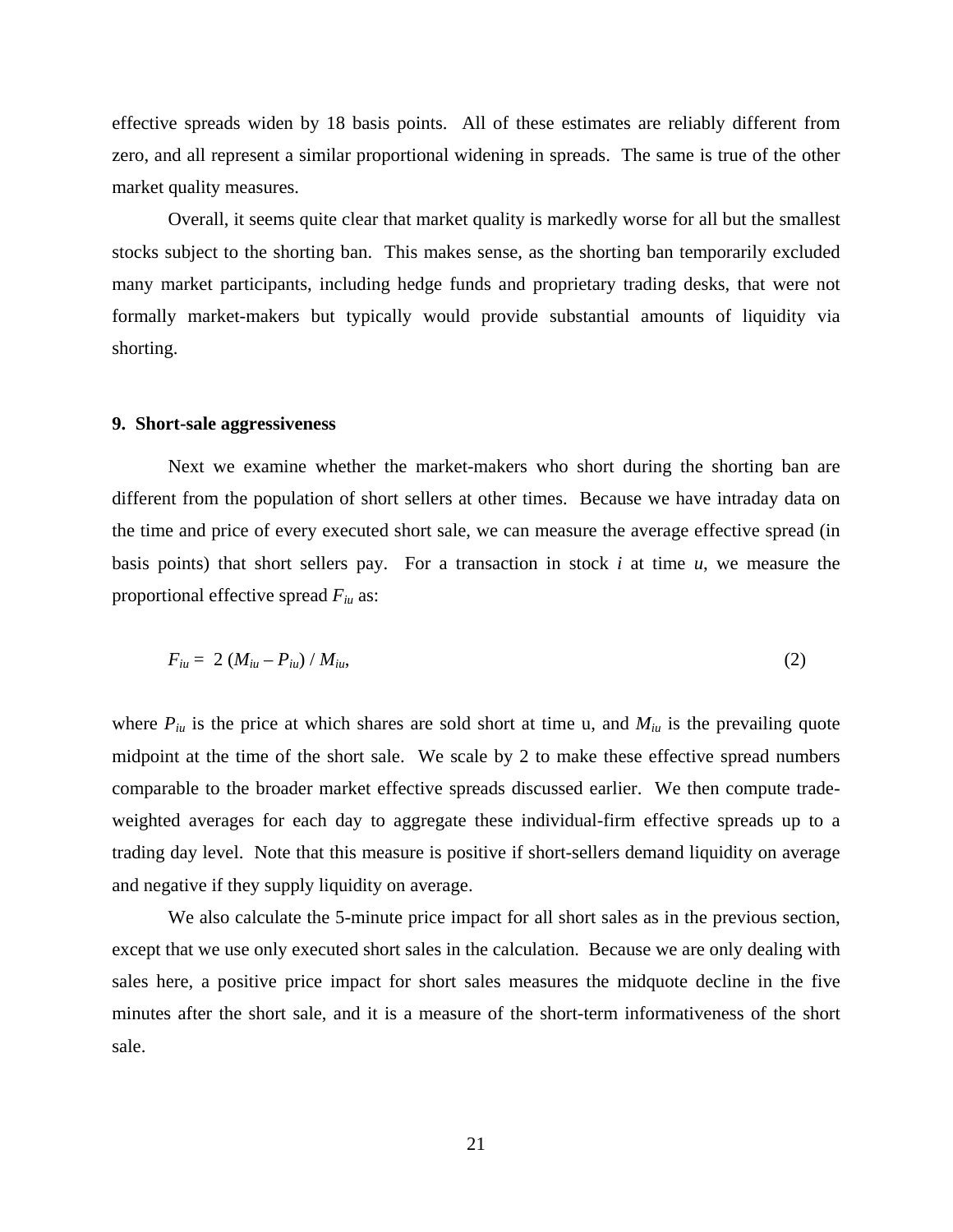effective spreads widen by 18 basis points. All of these estimates are reliably different from zero, and all represent a similar proportional widening in spreads. The same is true of the other market quality measures.

Overall, it seems quite clear that market quality is markedly worse for all but the smallest stocks subject to the shorting ban. This makes sense, as the shorting ban temporarily excluded many market participants, including hedge funds and proprietary trading desks, that were not formally market-makers but typically would provide substantial amounts of liquidity via shorting.

## 9. Short-sale aggressiveness

Next we examine whether the market-makers who short during the shorting ban are different from the population of short sellers at other times. Because we have intraday data on the time and price of every executed short sale, we can measure the average effective spread (in basis points) that short sellers pay. For a transaction in stock *i* at time *u*, we measure the proportional effective spread $F_{iu}$ as:

$$F_{iu} = 2\,(M_{iu} - P_{iu}) / M_{iu}, \tag{2}$$

where $P_{iu}$ is the price at which shares are sold short at time u, and $M_{iu}$ is the prevailing quote midpoint at the time of the short sale. We scale by 2 to make these effective spread numbers comparable to the broader market effective spreads discussed earlier. We then compute trade-weighted averages for each day to aggregate these individual-firm effective spreads up to a trading day level. Note that this measure is positive if short-sellers demand liquidity on average and negative if they supply liquidity on average.

We also calculate the 5-minute price impact for all short sales as in the previous section, except that we use only executed short sales in the calculation. Because we are only dealing with sales here, a positive price impact for short sales measures the midquote decline in the five minutes after the short sale, and it is a measure of the short-term informativeness of the short sale.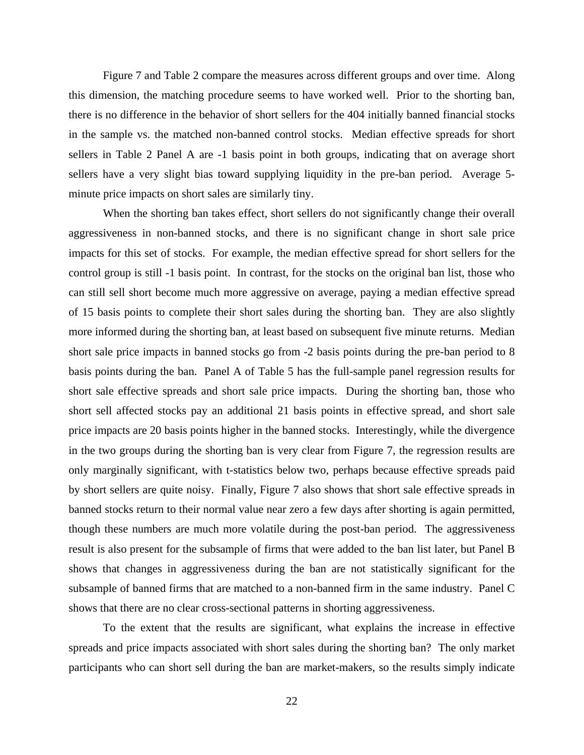Figure 7 and Table 2 compare the measures across different groups and over time. Along this dimension, the matching procedure seems to have worked well. Prior to the shorting ban, there is no difference in the behavior of short sellers for the 404 initially banned financial stocks in the sample vs. the matched non-banned control stocks. Median effective spreads for short sellers in Table 2 Panel A are -1 basis point in both groups, indicating that on average short sellers have a very slight bias toward supplying liquidity in the pre-ban period. Average 5-minute price impacts on short sales are similarly tiny.

When the shorting ban takes effect, short sellers do not significantly change their overall aggressiveness in non-banned stocks, and there is no significant change in short sale price impacts for this set of stocks. For example, the median effective spread for short sellers for the control group is still -1 basis point. In contrast, for the stocks on the original ban list, those who can still sell short become much more aggressive on average, paying a median effective spread of 15 basis points to complete their short sales during the shorting ban. They are also slightly more informed during the shorting ban, at least based on subsequent five minute returns. Median short sale price impacts in banned stocks go from -2 basis points during the pre-ban period to 8 basis points during the ban. Panel A of Table 5 has the full-sample panel regression results for short sale effective spreads and short sale price impacts. During the shorting ban, those who short sell affected stocks pay an additional 21 basis points in effective spread, and short sale price impacts are 20 basis points higher in the banned stocks. Interestingly, while the divergence in the two groups during the shorting ban is very clear from Figure 7, the regression results are only marginally significant, with t-statistics below two, perhaps because effective spreads paid by short sellers are quite noisy. Finally, Figure 7 also shows that short sale effective spreads in banned stocks return to their normal value near zero a few days after shorting is again permitted, though these numbers are much more volatile during the post-ban period. The aggressiveness result is also present for the subsample of firms that were added to the ban list later, but Panel B shows that changes in aggressiveness during the ban are not statistically significant for the subsample of banned firms that are matched to a non-banned firm in the same industry. Panel C shows that there are no clear cross-sectional patterns in shorting aggressiveness.

To the extent that the results are significant, what explains the increase in effective spreads and price impacts associated with short sales during the shorting ban? The only market participants who can short sell during the ban are market-makers, so the results simply indicate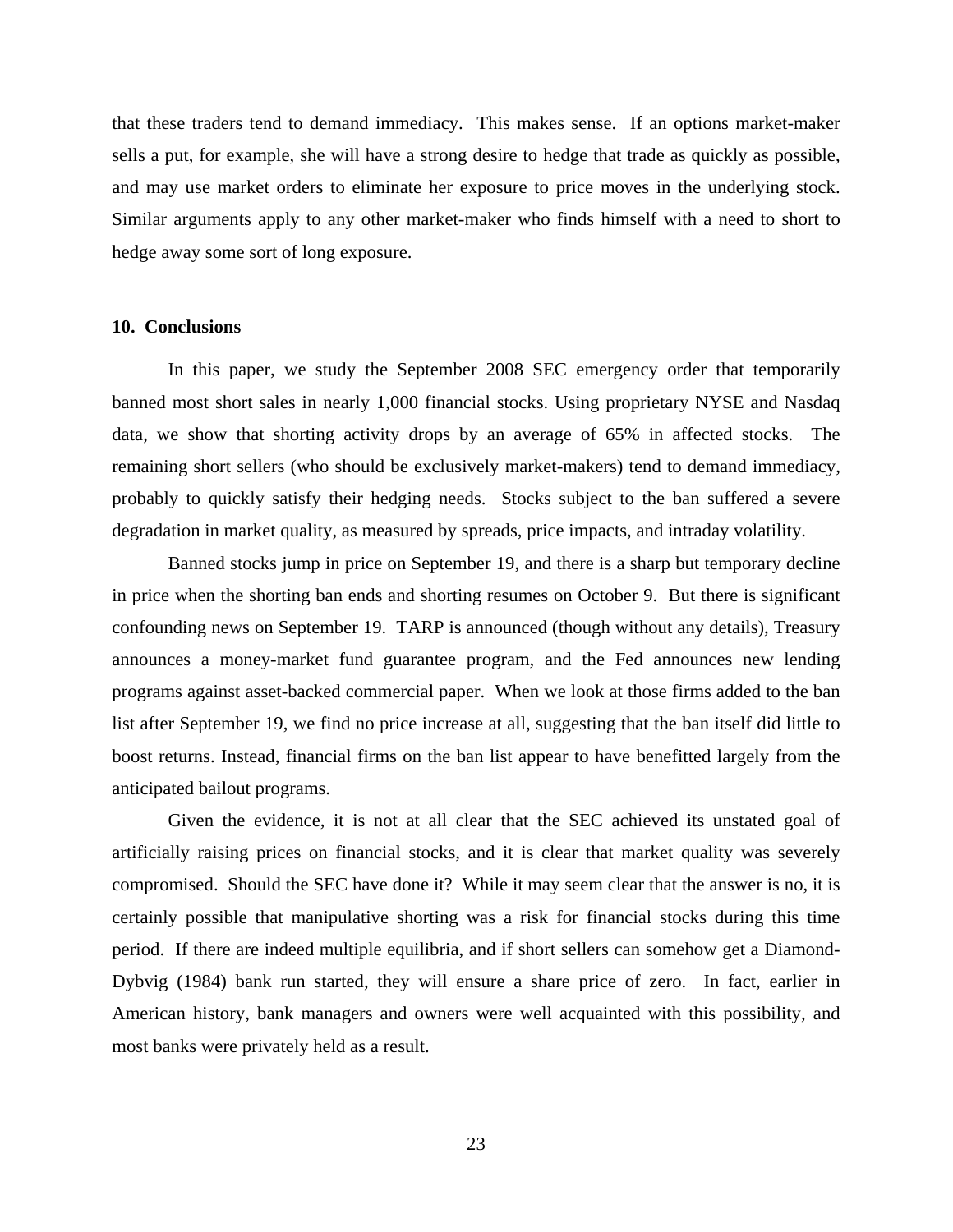that these traders tend to demand immediacy. This makes sense. If an options market-maker sells a put, for example, she will have a strong desire to hedge that trade as quickly as possible, and may use market orders to eliminate her exposure to price moves in the underlying stock. Similar arguments apply to any other market-maker who finds himself with a need to short to hedge away some sort of long exposure.

## 10. Conclusions

In this paper, we study the September 2008 SEC emergency order that temporarily banned most short sales in nearly 1,000 financial stocks. Using proprietary NYSE and Nasdaq data, we show that shorting activity drops by an average of 65% in affected stocks. The remaining short sellers (who should be exclusively market-makers) tend to demand immediacy, probably to quickly satisfy their hedging needs. Stocks subject to the ban suffered a severe degradation in market quality, as measured by spreads, price impacts, and intraday volatility.

Banned stocks jump in price on September 19, and there is a sharp but temporary decline in price when the shorting ban ends and shorting resumes on October 9. But there is significant confounding news on September 19. TARP is announced (though without any details), Treasury announces a money-market fund guarantee program, and the Fed announces new lending programs against asset-backed commercial paper. When we look at those firms added to the ban list after September 19, we find no price increase at all, suggesting that the ban itself did little to boost returns. Instead, financial firms on the ban list appear to have benefitted largely from the anticipated bailout programs.

Given the evidence, it is not at all clear that the SEC achieved its unstated goal of artificially raising prices on financial stocks, and it is clear that market quality was severely compromised. Should the SEC have done it? While it may seem clear that the answer is no, it is certainly possible that manipulative shorting was a risk for financial stocks during this time period. If there are indeed multiple equilibria, and if short sellers can somehow get a Diamond-Dybvig (1984) bank run started, they will ensure a share price of zero. In fact, earlier in American history, bank managers and owners were well acquainted with this possibility, and most banks were privately held as a result.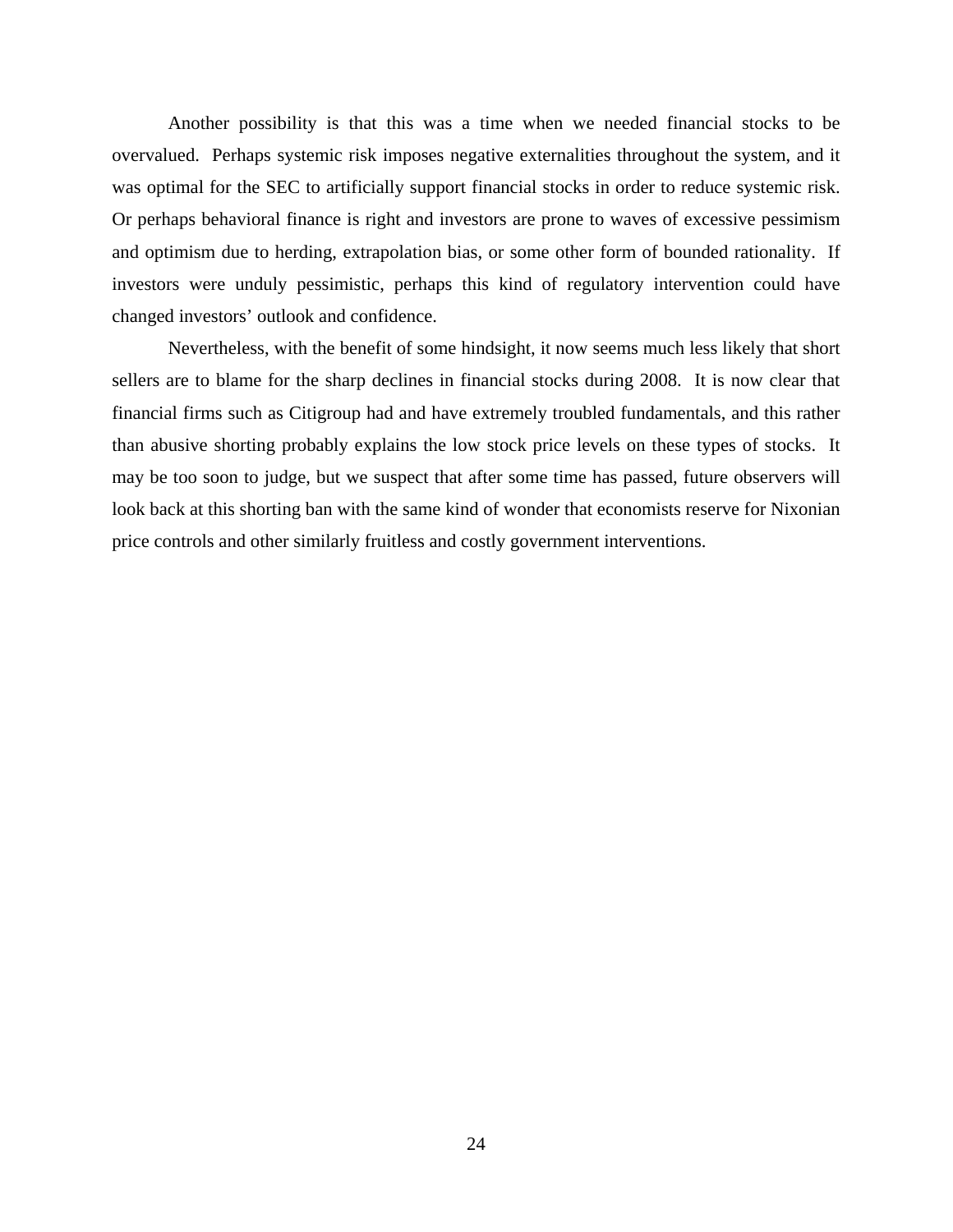Another possibility is that this was a time when we needed financial stocks to be overvalued. Perhaps systemic risk imposes negative externalities throughout the system, and it was optimal for the SEC to artificially support financial stocks in order to reduce systemic risk. Or perhaps behavioral finance is right and investors are prone to waves of excessive pessimism and optimism due to herding, extrapolation bias, or some other form of bounded rationality. If investors were unduly pessimistic, perhaps this kind of regulatory intervention could have changed investors' outlook and confidence.

Nevertheless, with the benefit of some hindsight, it now seems much less likely that short sellers are to blame for the sharp declines in financial stocks during 2008. It is now clear that financial firms such as Citigroup had and have extremely troubled fundamentals, and this rather than abusive shorting probably explains the low stock price levels on these types of stocks. It may be too soon to judge, but we suspect that after some time has passed, future observers will look back at this shorting ban with the same kind of wonder that economists reserve for Nixonian price controls and other similarly fruitless and costly government interventions.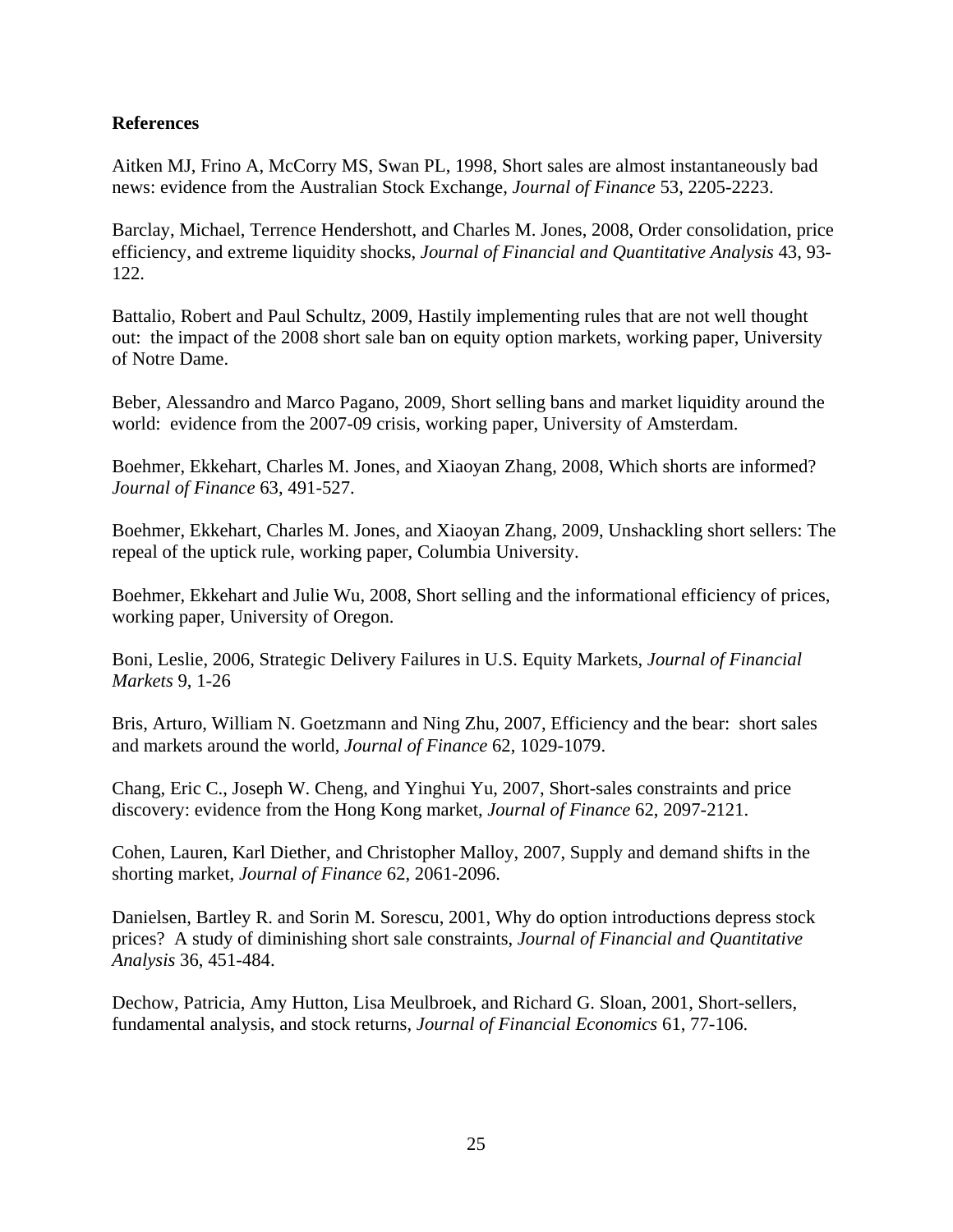**References**

Aitken MJ, Frino A, McCorry MS, Swan PL, 1998, Short sales are almost instantaneously bad news: evidence from the Australian Stock Exchange, *Journal of Finance* 53, 2205-2223.

Barclay, Michael, Terrence Hendershott, and Charles M. Jones, 2008, Order consolidation, price efficiency, and extreme liquidity shocks, *Journal of Financial and Quantitative Analysis* 43, 93-122.

Battalio, Robert and Paul Schultz, 2009, Hastily implementing rules that are not well thought out: the impact of the 2008 short sale ban on equity option markets, working paper, University of Notre Dame.

Beber, Alessandro and Marco Pagano, 2009, Short selling bans and market liquidity around the world: evidence from the 2007-09 crisis, working paper, University of Amsterdam.

Boehmer, Ekkehart, Charles M. Jones, and Xiaoyan Zhang, 2008, Which shorts are informed? *Journal of Finance* 63, 491-527.

Boehmer, Ekkehart, Charles M. Jones, and Xiaoyan Zhang, 2009, Unshackling short sellers: The repeal of the uptick rule, working paper, Columbia University.

Boehmer, Ekkehart and Julie Wu, 2008, Short selling and the informational efficiency of prices, working paper, University of Oregon.

Boni, Leslie, 2006, Strategic Delivery Failures in U.S. Equity Markets, *Journal of Financial Markets* 9, 1-26

Bris, Arturo, William N. Goetzmann and Ning Zhu, 2007, Efficiency and the bear: short sales and markets around the world, *Journal of Finance* 62, 1029-1079.

Chang, Eric C., Joseph W. Cheng, and Yinghui Yu, 2007, Short-sales constraints and price discovery: evidence from the Hong Kong market, *Journal of Finance* 62, 2097-2121.

Cohen, Lauren, Karl Diether, and Christopher Malloy, 2007, Supply and demand shifts in the shorting market, *Journal of Finance* 62, 2061-2096.

Danielsen, Bartley R. and Sorin M. Sorescu, 2001, Why do option introductions depress stock prices? A study of diminishing short sale constraints, *Journal of Financial and Quantitative Analysis* 36, 451-484.

Dechow, Patricia, Amy Hutton, Lisa Meulbroek, and Richard G. Sloan, 2001, Short-sellers, fundamental analysis, and stock returns, *Journal of Financial Economics* 61, 77-106.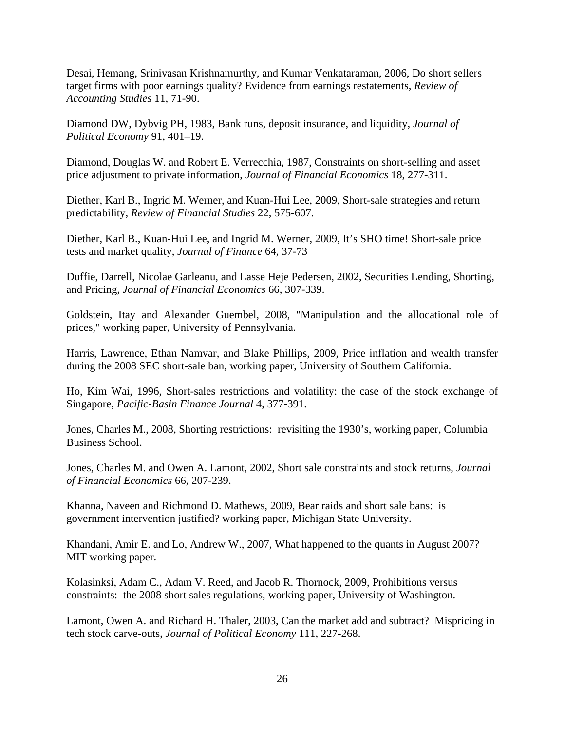Desai, Hemang, Srinivasan Krishnamurthy, and Kumar Venkataraman, 2006, Do short sellers target firms with poor earnings quality? Evidence from earnings restatements, *Review of Accounting Studies* 11, 71-90.

Diamond DW, Dybvig PH, 1983, Bank runs, deposit insurance, and liquidity, *Journal of Political Economy* 91, 401–19.

Diamond, Douglas W. and Robert E. Verrecchia, 1987, Constraints on short-selling and asset price adjustment to private information, *Journal of Financial Economics* 18, 277-311.

Diether, Karl B., Ingrid M. Werner, and Kuan-Hui Lee, 2009, Short-sale strategies and return predictability, *Review of Financial Studies* 22, 575-607.

Diether, Karl B., Kuan-Hui Lee, and Ingrid M. Werner, 2009, It's SHO time! Short-sale price tests and market quality, *Journal of Finance* 64, 37-73

Duffie, Darrell, Nicolae Garleanu, and Lasse Heje Pedersen, 2002, Securities Lending, Shorting, and Pricing, *Journal of Financial Economics* 66, 307-339.

Goldstein, Itay and Alexander Guembel, 2008, "Manipulation and the allocational role of prices," working paper, University of Pennsylvania.

Harris, Lawrence, Ethan Namvar, and Blake Phillips, 2009, Price inflation and wealth transfer during the 2008 SEC short-sale ban, working paper, University of Southern California.

Ho, Kim Wai, 1996, Short-sales restrictions and volatility: the case of the stock exchange of Singapore, *Pacific-Basin Finance Journal* 4, 377-391.

Jones, Charles M., 2008, Shorting restrictions: revisiting the 1930's, working paper, Columbia Business School.

Jones, Charles M. and Owen A. Lamont, 2002, Short sale constraints and stock returns, *Journal of Financial Economics* 66, 207-239.

Khanna, Naveen and Richmond D. Mathews, 2009, Bear raids and short sale bans: is government intervention justified? working paper, Michigan State University.

Khandani, Amir E. and Lo, Andrew W., 2007, What happened to the quants in August 2007? MIT working paper.

Kolasinksi, Adam C., Adam V. Reed, and Jacob R. Thornock, 2009, Prohibitions versus constraints: the 2008 short sales regulations, working paper, University of Washington.

Lamont, Owen A. and Richard H. Thaler, 2003, Can the market add and subtract? Mispricing in tech stock carve-outs, *Journal of Political Economy* 111, 227-268.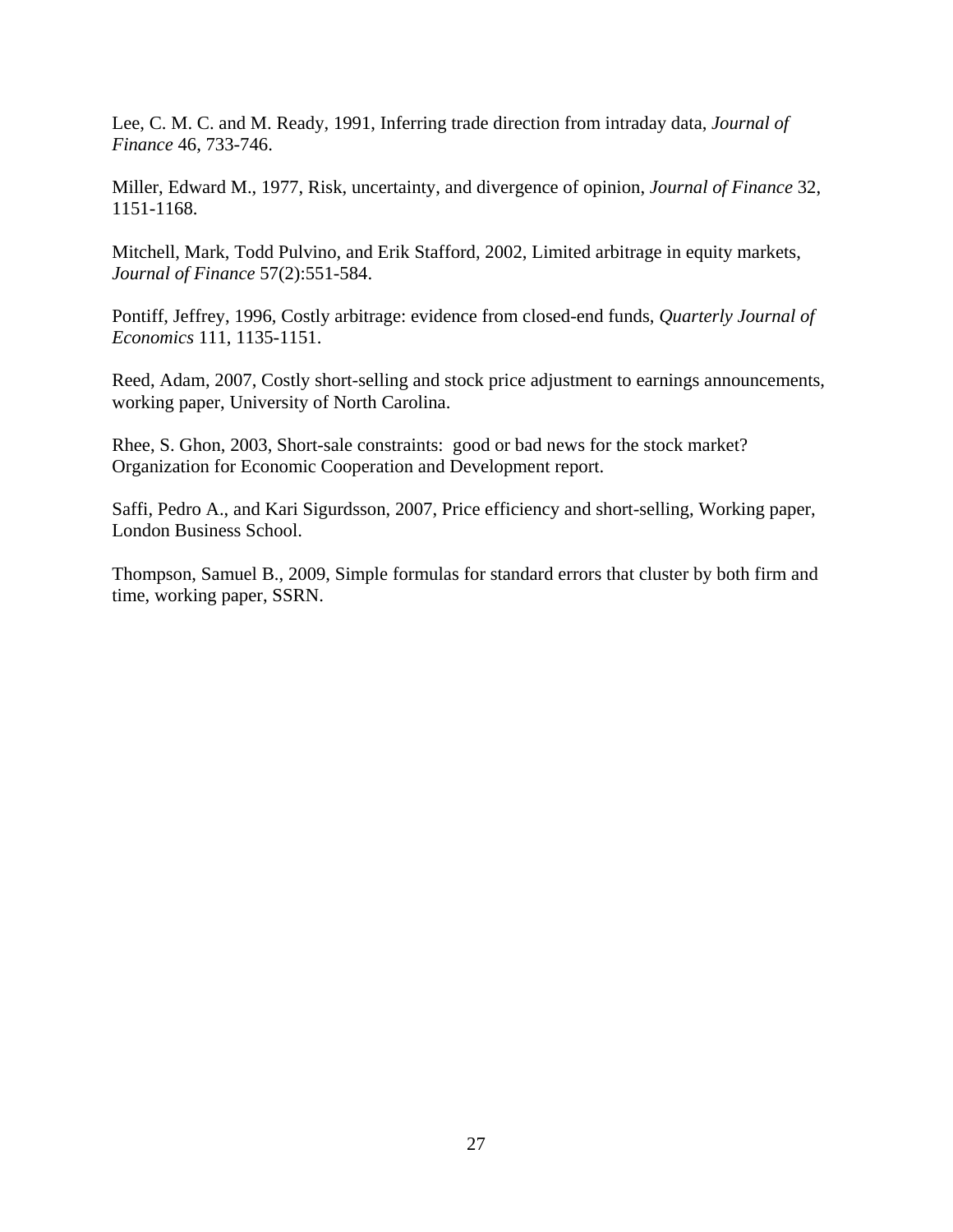Lee, C. M. C. and M. Ready, 1991, Inferring trade direction from intraday data, *Journal of Finance* 46, 733-746.

Miller, Edward M., 1977, Risk, uncertainty, and divergence of opinion, *Journal of Finance* 32, 1151-1168.

Mitchell, Mark, Todd Pulvino, and Erik Stafford, 2002, Limited arbitrage in equity markets, *Journal of Finance* 57(2):551-584.

Pontiff, Jeffrey, 1996, Costly arbitrage: evidence from closed-end funds, *Quarterly Journal of Economics* 111, 1135-1151.

Reed, Adam, 2007, Costly short-selling and stock price adjustment to earnings announcements, working paper, University of North Carolina.

Rhee, S. Ghon, 2003, Short-sale constraints: good or bad news for the stock market? Organization for Economic Cooperation and Development report.

Saffi, Pedro A., and Kari Sigurdsson, 2007, Price efficiency and short-selling, Working paper, London Business School.

Thompson, Samuel B., 2009, Simple formulas for standard errors that cluster by both firm and time, working paper, SSRN.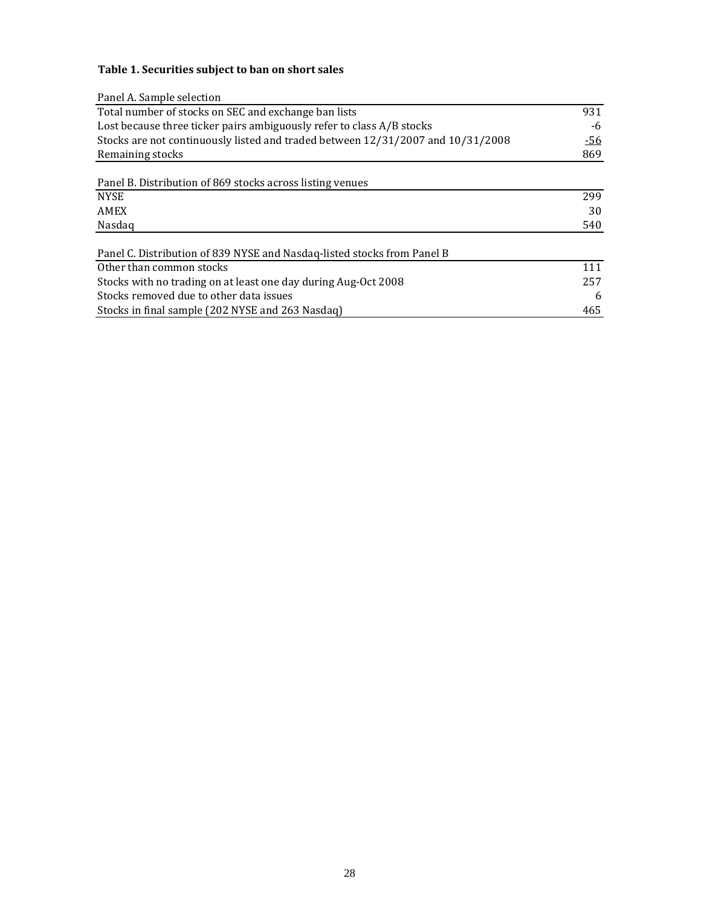**Table 1. Securities subject to ban on short sales**

| Panel A. Sample selection | |
|---|---|
| Total number of stocks on SEC and exchange ban lists | 931 |
| Lost because three ticker pairs ambiguously refer to class A/B stocks | -6 |
| Stocks are not continuously listed and traded between 12/31/2007 and 10/31/2008 | -56 |
| Remaining stocks | 869 |

| Panel B. Distribution of 869 stocks across listing venues | |
|---|---|
| NYSE | 299 |
| AMEX | 30 |
| Nasdaq | 540 |

| Panel C. Distribution of 839 NYSE and Nasdaq-listed stocks from Panel B | |
|---|---|
| Other than common stocks | 111 |
| Stocks with no trading on at least one day during Aug-Oct 2008 | 257 |
| Stocks removed due to other data issues | 6 |
| Stocks in final sample (202 NYSE and 263 Nasdaq) | 465 |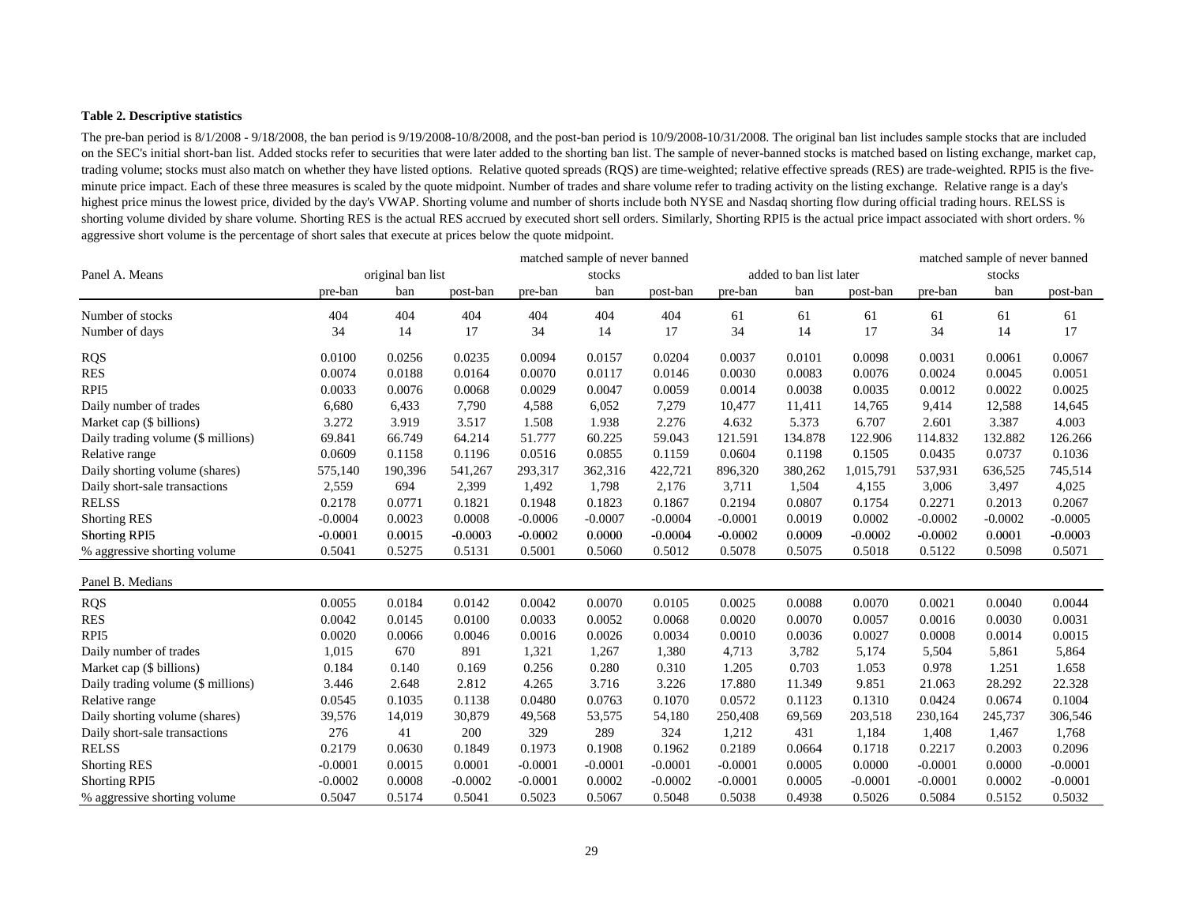**Table 2. Descriptive statistics**

The pre-ban period is 8/1/2008 - 9/18/2008, the ban period is 9/19/2008-10/8/2008, and the post-ban period is 10/9/2008-10/31/2008. The original ban list includes sample stocks that are included on the SEC's initial short-ban list. Added stocks refer to securities that were later added to the shorting ban list. The sample of never-banned stocks is matched based on listing exchange, market cap, trading volume; stocks must also match on whether they have listed options. Relative quoted spreads (RQS) are time-weighted; relative effective spreads (RES) are trade-weighted. RPI5 is the five-minute price impact. Each of these three measures is scaled by the quote midpoint. Number of trades and share volume refer to trading activity on the listing exchange. Relative range is a day's highest price minus the lowest price, divided by the day's VWAP. Shorting volume and number of shorts include both NYSE and Nasdaq shorting flow during official trading hours. RELSS is shorting volume divided by share volume. Shorting RES is the actual RES accrued by executed short sell orders. Similarly, Shorting RPI5 is the actual price impact associated with short orders. % aggressive short volume is the percentage of short sales that execute at prices below the quote midpoint.

| Panel A. Means | original ban list | | | matched sample of never banned stocks | | | added to ban list later | | | matched sample of never banned stocks | | |
|---|---|---|---|---|---|---|---|---|---|---|---|---|
| | pre-ban | ban | post-ban | pre-ban | ban | post-ban | pre-ban | ban | post-ban | pre-ban | ban | post-ban |
| Number of stocks | 404 | 404 | 404 | 404 | 404 | 404 | 61 | 61 | 61 | 61 | 61 | 61 |
| Number of days | 34 | 14 | 17 | 34 | 14 | 17 | 34 | 14 | 17 | 34 | 14 | 17 |
| RQS | 0.0100 | 0.0256 | 0.0235 | 0.0094 | 0.0157 | 0.0204 | 0.0037 | 0.0101 | 0.0098 | 0.0031 | 0.0061 | 0.0067 |
| RES | 0.0074 | 0.0188 | 0.0164 | 0.0070 | 0.0117 | 0.0146 | 0.0030 | 0.0083 | 0.0076 | 0.0024 | 0.0045 | 0.0051 |
| RPI5 | 0.0033 | 0.0076 | 0.0068 | 0.0029 | 0.0047 | 0.0059 | 0.0014 | 0.0038 | 0.0035 | 0.0012 | 0.0022 | 0.0025 |
| Daily number of trades | 6,680 | 6,433 | 7,790 | 4,588 | 6,052 | 7,279 | 10,477 | 11,411 | 14,765 | 9,414 | 12,588 | 14,645 |
| Market cap ($ billions) | 3.272 | 3.919 | 3.517 | 1.508 | 1.938 | 2.276 | 4.632 | 5.373 | 6.707 | 2.601 | 3.387 | 4.003 |
| Daily trading volume ($ millions) | 69.841 | 66.749 | 64.214 | 51.777 | 60.225 | 59.043 | 121.591 | 134.878 | 122.906 | 114.832 | 132.882 | 126.266 |
| Relative range | 0.0609 | 0.1158 | 0.1196 | 0.0516 | 0.0855 | 0.1159 | 0.0604 | 0.1198 | 0.1505 | 0.0435 | 0.0737 | 0.1036 |
| Daily shorting volume (shares) | 575,140 | 190,396 | 541,267 | 293,317 | 362,316 | 422,721 | 896,320 | 380,262 | 1,015,791 | 537,931 | 636,525 | 745,514 |
| Daily short-sale transactions | 2,559 | 694 | 2,399 | 1,492 | 1,798 | 2,176 | 3,711 | 1,504 | 4,155 | 3,006 | 3,497 | 4,025 |
| RELSS | 0.2178 | 0.0771 | 0.1821 | 0.1948 | 0.1823 | 0.1867 | 0.2194 | 0.0807 | 0.1754 | 0.2271 | 0.2013 | 0.2067 |
| Shorting RES | -0.0004 | 0.0023 | 0.0008 | -0.0006 | -0.0007 | -0.0004 | -0.0001 | 0.0019 | 0.0002 | -0.0002 | -0.0002 | -0.0005 |
| Shorting RPI5 | -0.0001 | 0.0015 | -0.0003 | -0.0002 | 0.0000 | -0.0004 | -0.0002 | 0.0009 | -0.0002 | -0.0002 | 0.0001 | -0.0003 |
| % aggressive shorting volume | 0.5041 | 0.5275 | 0.5131 | 0.5001 | 0.5060 | 0.5012 | 0.5078 | 0.5075 | 0.5018 | 0.5122 | 0.5098 | 0.5071 |
| **Panel B. Medians** | | | | | | | | | | | | |
| RQS | 0.0055 | 0.0184 | 0.0142 | 0.0042 | 0.0070 | 0.0105 | 0.0025 | 0.0088 | 0.0070 | 0.0021 | 0.0040 | 0.0044 |
| RES | 0.0042 | 0.0145 | 0.0100 | 0.0033 | 0.0052 | 0.0068 | 0.0020 | 0.0070 | 0.0057 | 0.0016 | 0.0030 | 0.0031 |
| RPI5 | 0.0020 | 0.0066 | 0.0046 | 0.0016 | 0.0026 | 0.0034 | 0.0010 | 0.0036 | 0.0027 | 0.0008 | 0.0014 | 0.0015 |
| Daily number of trades | 1,015 | 670 | 891 | 1,321 | 1,267 | 1,380 | 4,713 | 3,782 | 5,174 | 5,504 | 5,861 | 5,864 |
| Market cap ($ billions) | 0.184 | 0.140 | 0.169 | 0.256 | 0.280 | 0.310 | 1.205 | 0.703 | 1.053 | 0.978 | 1.251 | 1.658 |
| Daily trading volume ($ millions) | 3.446 | 2.648 | 2.812 | 4.265 | 3.716 | 3.226 | 17.880 | 11.349 | 9.851 | 21.063 | 28.292 | 22.328 |
| Relative range | 0.0545 | 0.1035 | 0.1138 | 0.0480 | 0.0763 | 0.1070 | 0.0572 | 0.1123 | 0.1310 | 0.0424 | 0.0674 | 0.1004 |
| Daily shorting volume (shares) | 39,576 | 14,019 | 30,879 | 49,568 | 53,575 | 54,180 | 250,408 | 69,569 | 203,518 | 230,164 | 245,737 | 306,546 |
| Daily short-sale transactions | 276 | 41 | 200 | 329 | 289 | 324 | 1,212 | 431 | 1,184 | 1,408 | 1,467 | 1,768 |
| RELSS | 0.2179 | 0.0630 | 0.1849 | 0.1973 | 0.1908 | 0.1962 | 0.2189 | 0.0664 | 0.1718 | 0.2217 | 0.2003 | 0.2096 |
| Shorting RES | -0.0001 | 0.0015 | 0.0001 | -0.0001 | -0.0001 | -0.0001 | -0.0001 | 0.0005 | 0.0000 | -0.0001 | 0.0000 | -0.0001 |
| Shorting RPI5 | -0.0002 | 0.0008 | -0.0002 | -0.0001 | 0.0002 | -0.0002 | -0.0001 | 0.0005 | -0.0001 | -0.0001 | 0.0002 | -0.0001 |
| % aggressive shorting volume | 0.5047 | 0.5174 | 0.5041 | 0.5023 | 0.5067 | 0.5048 | 0.5038 | 0.4938 | 0.5026 | 0.5084 | 0.5152 | 0.5032 |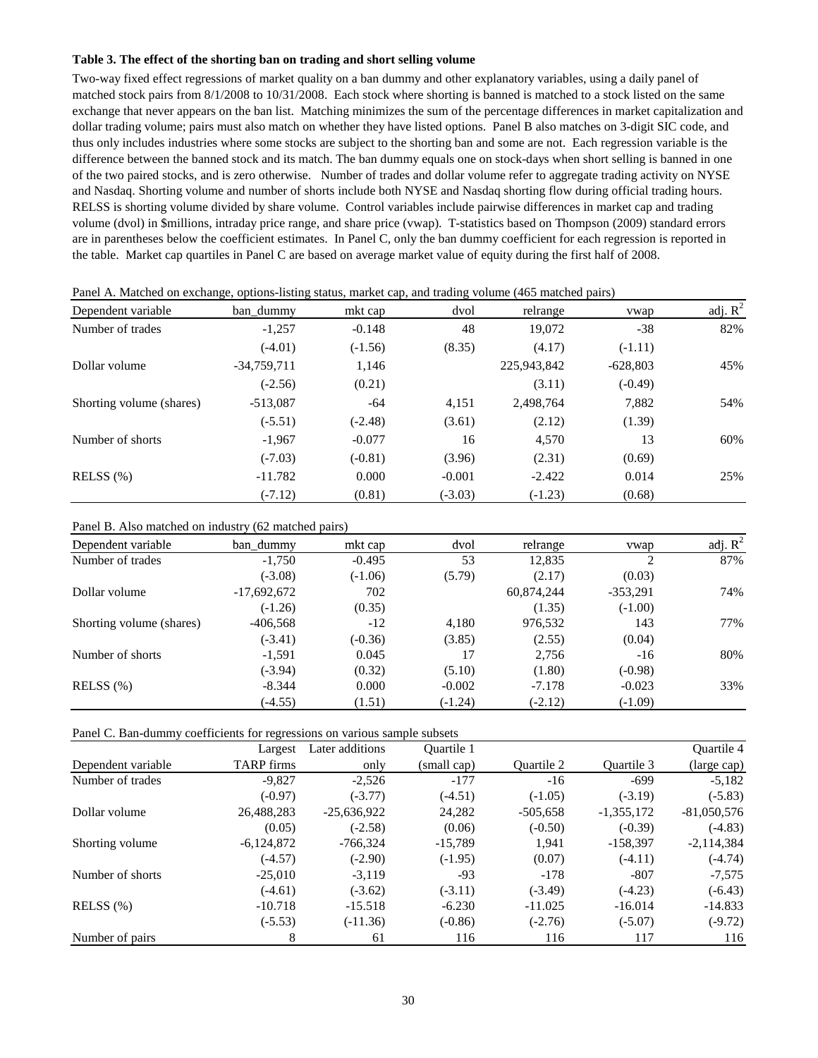**Table 3. The effect of the shorting ban on trading and short selling volume**

Two-way fixed effect regressions of market quality on a ban dummy and other explanatory variables, using a daily panel of matched stock pairs from 8/1/2008 to 10/31/2008. Each stock where shorting is banned is matched to a stock listed on the same exchange that never appears on the ban list. Matching minimizes the sum of the percentage differences in market capitalization and dollar trading volume; pairs must also match on whether they have listed options. Panel B also matches on 3-digit SIC code, and thus only includes industries where some stocks are subject to the shorting ban and some are not. Each regression variable is the difference between the banned stock and its match. The ban dummy equals one on stock-days when short selling is banned in one of the two paired stocks, and is zero otherwise. Number of trades and dollar volume refer to aggregate trading activity on NYSE and Nasdaq. Shorting volume and number of shorts include both NYSE and Nasdaq shorting flow during official trading hours. RELSS is shorting volume divided by share volume. Control variables include pairwise differences in market cap and trading volume (dvol) in $millions, intraday price range, and share price (vwap). T-statistics based on Thompson (2009) standard errors are in parentheses below the coefficient estimates. In Panel C, only the ban dummy coefficient for each regression is reported in the table. Market cap quartiles in Panel C are based on average market value of equity during the first half of 2008.

Panel A. Matched on exchange, options-listing status, market cap, and trading volume (465 matched pairs)

| Dependent variable | ban_dummy | mkt cap | dvol | relrange | vwap | adj. $R^2$ |
|---|---|---|---|---|---|---|
| Number of trades | -1,257 | -0.148 | 48 | 19,072 | -38 | 82% |
| | (-4.01) | (-1.56) | (8.35) | (4.17) | (-1.11) | |
| Dollar volume | -34,759,711 | 1,146 | | 225,943,842 | -628,803 | 45% |
| | (-2.56) | (0.21) | | (3.11) | (-0.49) | |
| Shorting volume (shares) | -513,087 | -64 | 4,151 | 2,498,764 | 7,882 | 54% |
| | (-5.51) | (-2.48) | (3.61) | (2.12) | (1.39) | |
| Number of shorts | -1,967 | -0.077 | 16 | 4,570 | 13 | 60% |
| | (-7.03) | (-0.81) | (3.96) | (2.31) | (0.69) | |
| RELSS (%) | -11.782 | 0.000 | -0.001 | -2.422 | 0.014 | 25% |
| | (-7.12) | (0.81) | (-3.03) | (-1.23) | (0.68) | |

Panel B. Also matched on industry (62 matched pairs)

| Dependent variable | ban_dummy | mkt cap | dvol | relrange | vwap | adj. $R^2$ |
|---|---|---|---|---|---|---|
| Number of trades | -1,750 | -0.495 | 53 | 12,835 | 2 | 87% |
| | (-3.08) | (-1.06) | (5.79) | (2.17) | (0.03) | |
| Dollar volume | -17,692,672 | 702 | | 60,874,244 | -353,291 | 74% |
| | (-1.26) | (0.35) | | (1.35) | (-1.00) | |
| Shorting volume (shares) | -406,568 | -12 | 4,180 | 976,532 | 143 | 77% |
| | (-3.41) | (-0.36) | (3.85) | (2.55) | (0.04) | |
| Number of shorts | -1,591 | 0.045 | 17 | 2,756 | -16 | 80% |
| | (-3.94) | (0.32) | (5.10) | (1.80) | (-0.98) | |
| RELSS (%) | -8.344 | 0.000 | -0.002 | -7.178 | -0.023 | 33% |
| | (-4.55) | (1.51) | (-1.24) | (-2.12) | (-1.09) | |

Panel C. Ban-dummy coefficients for regressions on various sample subsets

| Dependent variable | Largest TARP firms | Later additions only | Quartile 1 (small cap) | Quartile 2 | Quartile 3 | Quartile 4 (large cap) |
|---|---|---|---|---|---|---|
| Number of trades | -9,827 | -2,526 | -177 | -16 | -699 | -5,182 |
| | (-0.97) | (-3.77) | (-4.51) | (-1.05) | (-3.19) | (-5.83) |
| Dollar volume | 26,488,283 | -25,636,922 | 24,282 | -505,658 | -1,355,172 | -81,050,576 |
| | (0.05) | (-2.58) | (0.06) | (-0.50) | (-0.39) | (-4.83) |
| Shorting volume | -6,124,872 | -766,324 | -15,789 | 1,941 | -158,397 | -2,114,384 |
| | (-4.57) | (-2.90) | (-1.95) | (0.07) | (-4.11) | (-4.74) |
| Number of shorts | -25,010 | -3,119 | -93 | -178 | -807 | -7,575 |
| | (-4.61) | (-3.62) | (-3.11) | (-3.49) | (-4.23) | (-6.43) |
| RELSS (%) | -10.718 | -15.518 | -6.230 | -11.025 | -16.014 | -14.833 |
| | (-5.53) | (-11.36) | (-0.86) | (-2.76) | (-5.07) | (-9.72) |
| Number of pairs | 8 | 61 | 116 | 116 | 117 | 116 |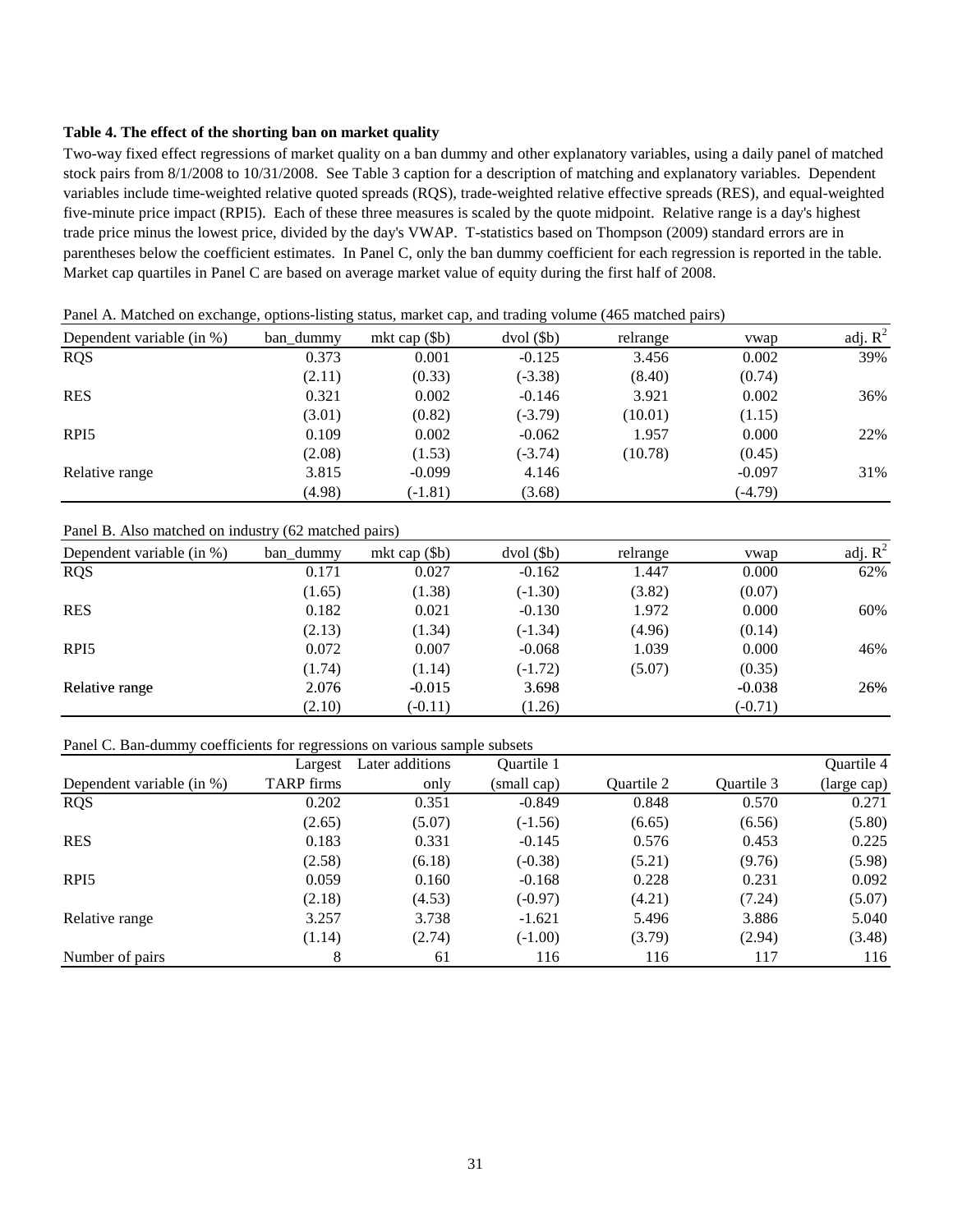**Table 4. The effect of the shorting ban on market quality**

Two-way fixed effect regressions of market quality on a ban dummy and other explanatory variables, using a daily panel of matched stock pairs from 8/1/2008 to 10/31/2008. See Table 3 caption for a description of matching and explanatory variables. Dependent variables include time-weighted relative quoted spreads (RQS), trade-weighted relative effective spreads (RES), and equal-weighted five-minute price impact (RPI5). Each of these three measures is scaled by the quote midpoint. Relative range is a day's highest trade price minus the lowest price, divided by the day's VWAP. T-statistics based on Thompson (2009) standard errors are in parentheses below the coefficient estimates. In Panel C, only the ban dummy coefficient for each regression is reported in the table. Market cap quartiles in Panel C are based on average market value of equity during the first half of 2008.

Panel A. Matched on exchange, options-listing status, market cap, and trading volume (465 matched pairs)

| Dependent variable (in %) | ban_dummy | mkt cap ($b) | dvol ($b) | relrange | vwap | adj. $R^2$ |
|---|---|---|---|---|---|---|
| RQS | 0.373 | 0.001 | -0.125 | 3.456 | 0.002 | 39% |
| | (2.11) | (0.33) | (-3.38) | (8.40) | (0.74) | |
| RES | 0.321 | 0.002 | -0.146 | 3.921 | 0.002 | 36% |
| | (3.01) | (0.82) | (-3.79) | (10.01) | (1.15) | |
| RPI5 | 0.109 | 0.002 | -0.062 | 1.957 | 0.000 | 22% |
| | (2.08) | (1.53) | (-3.74) | (10.78) | (0.45) | |
| Relative range | 3.815 | -0.099 | 4.146 | | -0.097 | 31% |
| | (4.98) | (-1.81) | (3.68) | | (-4.79) | |

Panel B. Also matched on industry (62 matched pairs)

| Dependent variable (in %) | ban_dummy | mkt cap ($b) | dvol ($b) | relrange | vwap | adj. $R^2$ |
|---|---|---|---|---|---|---|
| RQS | 0.171 | 0.027 | -0.162 | 1.447 | 0.000 | 62% |
| | (1.65) | (1.38) | (-1.30) | (3.82) | (0.07) | |
| RES | 0.182 | 0.021 | -0.130 | 1.972 | 0.000 | 60% |
| | (2.13) | (1.34) | (-1.34) | (4.96) | (0.14) | |
| RPI5 | 0.072 | 0.007 | -0.068 | 1.039 | 0.000 | 46% |
| | (1.74) | (1.14) | (-1.72) | (5.07) | (0.35) | |
| Relative range | 2.076 | -0.015 | 3.698 | | -0.038 | 26% |
| | (2.10) | (-0.11) | (1.26) | | (-0.71) | |

Panel C. Ban-dummy coefficients for regressions on various sample subsets

| Dependent variable (in %) | Largest TARP firms | Later additions only | Quartile 1 (small cap) | Quartile 2 | Quartile 3 | Quartile 4 (large cap) |
|---|---|---|---|---|---|---|
| RQS | 0.202 | 0.351 | -0.849 | 0.848 | 0.570 | 0.271 |
| | (2.65) | (5.07) | (-1.56) | (6.65) | (6.56) | (5.80) |
| RES | 0.183 | 0.331 | -0.145 | 0.576 | 0.453 | 0.225 |
| | (2.58) | (6.18) | (-0.38) | (5.21) | (9.76) | (5.98) |
| RPI5 | 0.059 | 0.160 | -0.168 | 0.228 | 0.231 | 0.092 |
| | (2.18) | (4.53) | (-0.97) | (4.21) | (7.24) | (5.07) |
| Relative range | 3.257 | 3.738 | -1.621 | 5.496 | 3.886 | 5.040 |
| | (1.14) | (2.74) | (-1.00) | (3.79) | (2.94) | (3.48) |
| Number of pairs | 8 | 61 | 116 | 116 | 117 | 116 |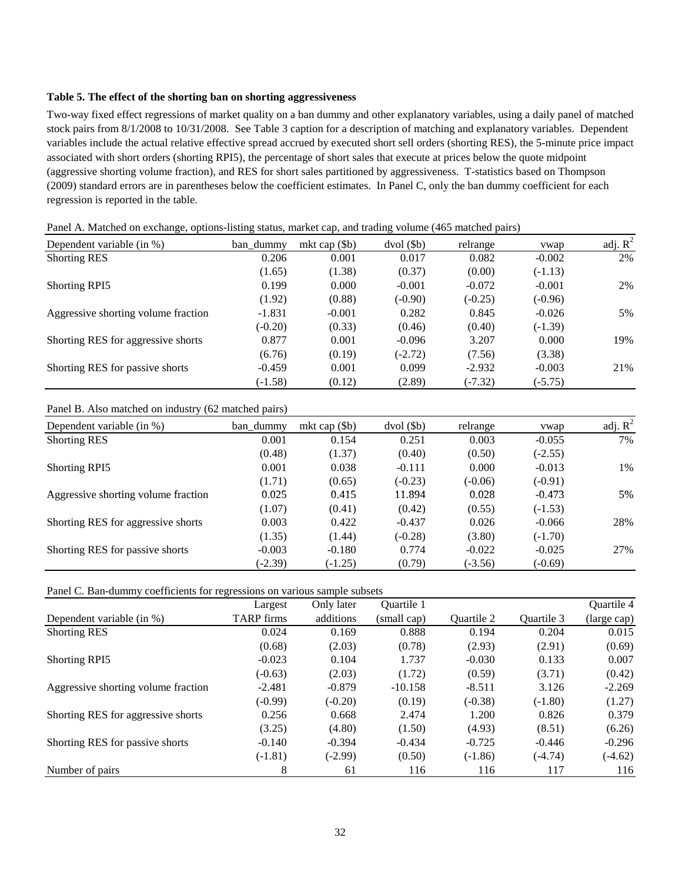**Table 5. The effect of the shorting ban on shorting aggressiveness**

Two-way fixed effect regressions of market quality on a ban dummy and other explanatory variables, using a daily panel of matched stock pairs from 8/1/2008 to 10/31/2008. See Table 3 caption for a description of matching and explanatory variables. Dependent variables include the actual relative effective spread accrued by executed short sell orders (shorting RES), the 5-minute price impact associated with short orders (shorting RPI5), the percentage of short sales that execute at prices below the quote midpoint (aggressive shorting volume fraction), and RES for short sales partitioned by aggressiveness. T-statistics based on Thompson (2009) standard errors are in parentheses below the coefficient estimates. In Panel C, only the ban dummy coefficient for each regression is reported in the table.

Panel A. Matched on exchange, options-listing status, market cap, and trading volume (465 matched pairs)

| Dependent variable (in %) | ban_dummy | mkt cap ($b) | dvol ($b) | relrange | vwap | adj. $R^2$ |
|---|---|---|---|---|---|---|
| Shorting RES | 0.206 | 0.001 | 0.017 | 0.082 | -0.002 | 2% |
| | (1.65) | (1.38) | (0.37) | (0.00) | (-1.13) | |
| Shorting RPI5 | 0.199 | 0.000 | -0.001 | -0.072 | -0.001 | 2% |
| | (1.92) | (0.88) | (-0.90) | (-0.25) | (-0.96) | |
| Aggressive shorting volume fraction | -1.831 | -0.001 | 0.282 | 0.845 | -0.026 | 5% |
| | (-0.20) | (0.33) | (0.46) | (0.40) | (-1.39) | |
| Shorting RES for aggressive shorts | 0.877 | 0.001 | -0.096 | 3.207 | 0.000 | 19% |
| | (6.76) | (0.19) | (-2.72) | (7.56) | (3.38) | |
| Shorting RES for passive shorts | -0.459 | 0.001 | 0.099 | -2.932 | -0.003 | 21% |
| | (-1.58) | (0.12) | (2.89) | (-7.32) | (-5.75) | |

Panel B. Also matched on industry (62 matched pairs)

| Dependent variable (in %) | ban_dummy | mkt cap ($b) | dvol ($b) | relrange | vwap | adj. $R^2$ |
|---|---|---|---|---|---|---|
| Shorting RES | 0.001 | 0.154 | 0.251 | 0.003 | -0.055 | 7% |
| | (0.48) | (1.37) | (0.40) | (0.50) | (-2.55) | |
| Shorting RPI5 | 0.001 | 0.038 | -0.111 | 0.000 | -0.013 | 1% |
| | (1.71) | (0.65) | (-0.23) | (-0.06) | (-0.91) | |
| Aggressive shorting volume fraction | 0.025 | 0.415 | 11.894 | 0.028 | -0.473 | 5% |
| | (1.07) | (0.41) | (0.42) | (0.55) | (-1.53) | |
| Shorting RES for aggressive shorts | 0.003 | 0.422 | -0.437 | 0.026 | -0.066 | 28% |
| | (1.35) | (1.44) | (-0.28) | (3.80) | (-1.70) | |
| Shorting RES for passive shorts | -0.003 | -0.180 | 0.774 | -0.022 | -0.025 | 27% |
| | (-2.39) | (-1.25) | (0.79) | (-3.56) | (-0.69) | |

Panel C. Ban-dummy coefficients for regressions on various sample subsets

| Dependent variable (in %) | Largest TARP firms | Only later additions | Quartile 1 (small cap) | Quartile 2 | Quartile 3 | Quartile 4 (large cap) |
|---|---|---|---|---|---|---|
| Shorting RES | 0.024 | 0.169 | 0.888 | 0.194 | 0.204 | 0.015 |
| | (0.68) | (2.03) | (0.78) | (2.93) | (2.91) | (0.69) |
| Shorting RPI5 | -0.023 | 0.104 | 1.737 | -0.030 | 0.133 | 0.007 |
| | (-0.63) | (2.03) | (1.72) | (0.59) | (3.71) | (0.42) |
| Aggressive shorting volume fraction | -2.481 | -0.879 | -10.158 | -8.511 | 3.126 | -2.269 |
| | (-0.99) | (-0.20) | (0.19) | (-0.38) | (-1.80) | (1.27) |
| Shorting RES for aggressive shorts | 0.256 | 0.668 | 2.474 | 1.200 | 0.826 | 0.379 |
| | (3.25) | (4.80) | (1.50) | (4.93) | (8.51) | (6.26) |
| Shorting RES for passive shorts | -0.140 | -0.394 | -0.434 | -0.725 | -0.446 | -0.296 |
| | (-1.81) | (-2.99) | (0.50) | (-1.86) | (-4.74) | (-4.62) |
| Number of pairs | 8 | 61 | 116 | 116 | 117 | 116 |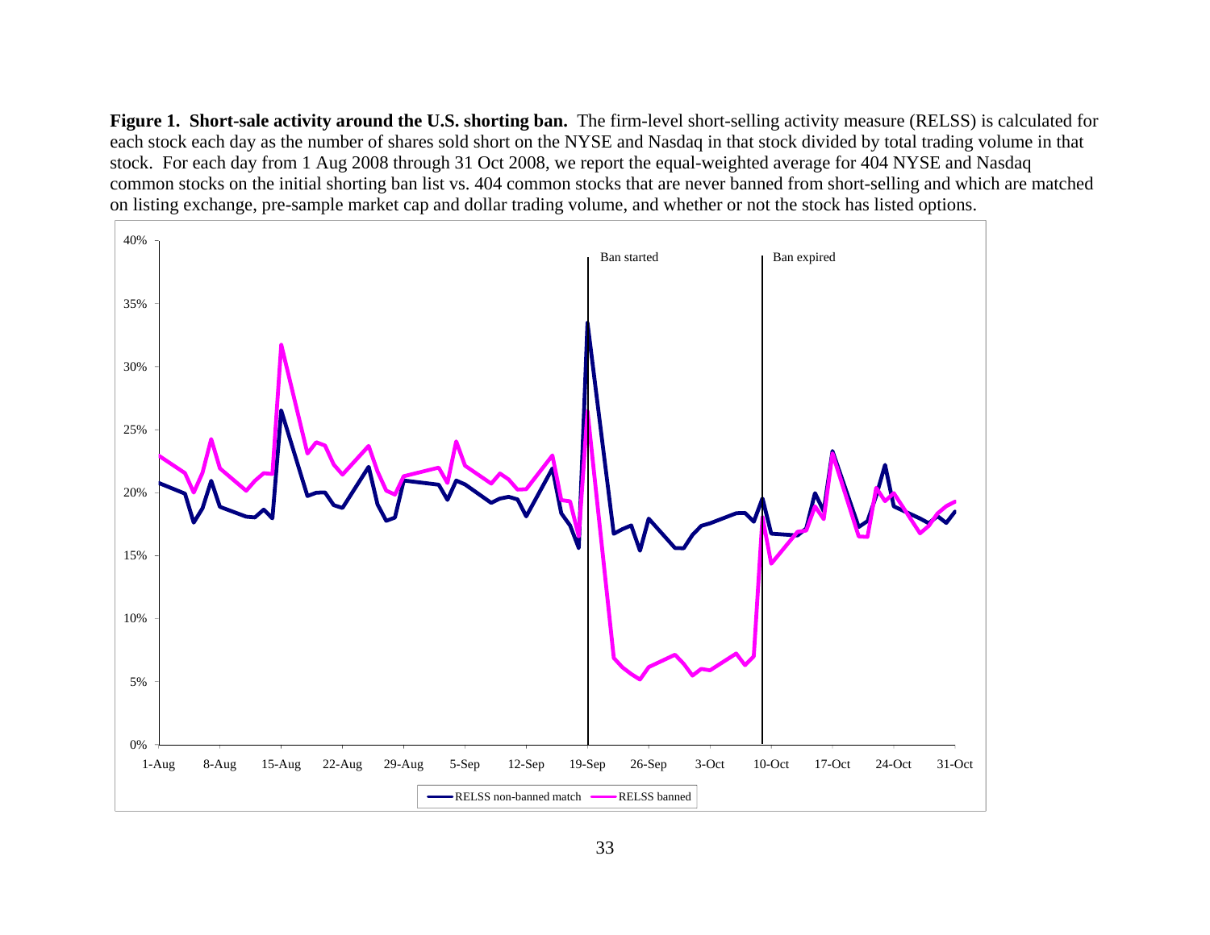**Figure 1. Short-sale activity around the U.S. shorting ban.** The firm-level short-selling activity measure (RELSS) is calculated for each stock each day as the number of shares sold short on the NYSE and Nasdaq in that stock divided by total trading volume in that stock. For each day from 1 Aug 2008 through 31 Oct 2008, we report the equal-weighted average for 404 NYSE and Nasdaq common stocks on the initial shorting ban list vs. 404 common stocks that are never banned from short-selling and which are matched on listing exchange, pre-sample market cap and dollar trading volume, and whether or not the stock has listed options.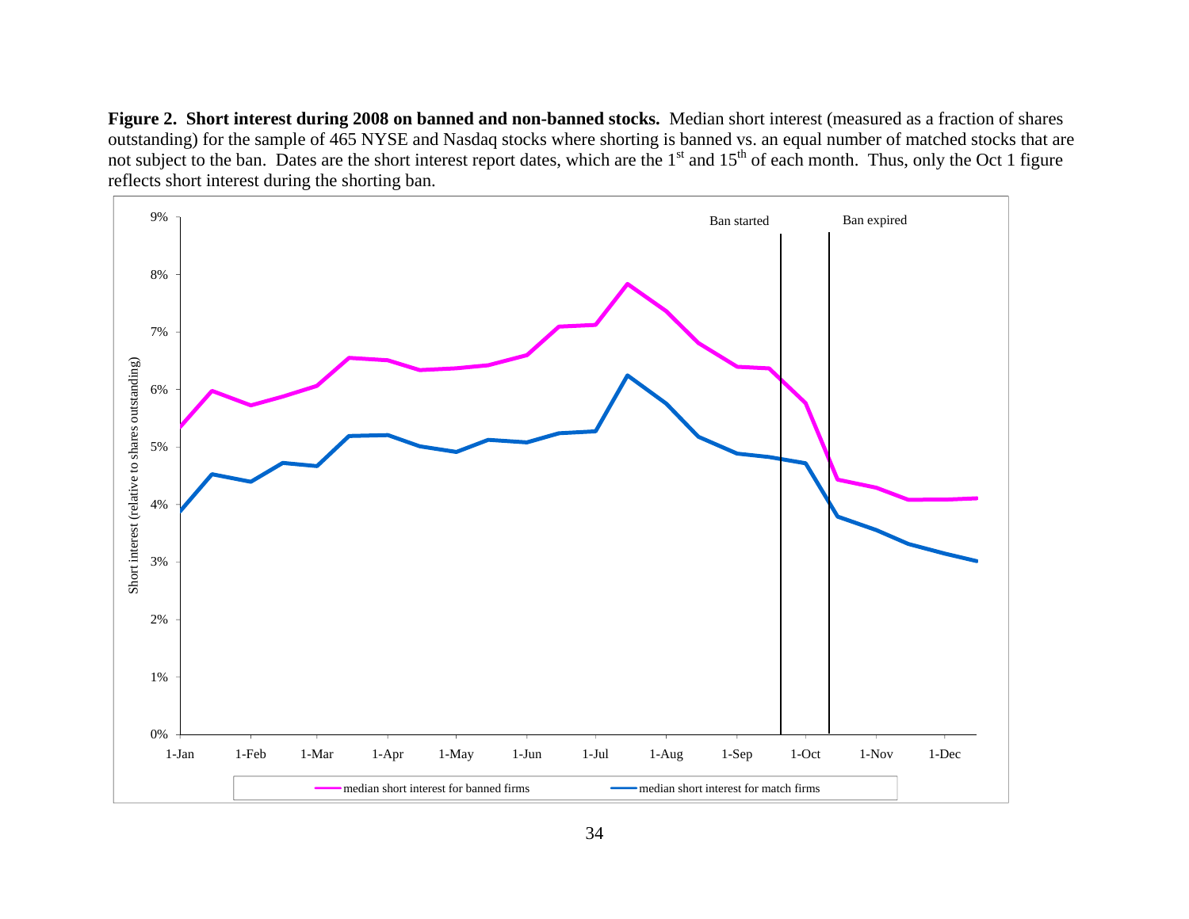**Figure 2. Short interest during 2008 on banned and non-banned stocks.** Median short interest (measured as a fraction of shares outstanding) for the sample of 465 NYSE and Nasdaq stocks where shorting is banned vs. an equal number of matched stocks that are not subject to the ban. Dates are the short interest report dates, which are the 1st and 15th of each month. Thus, only the Oct 1 figure reflects short interest during the shorting ban.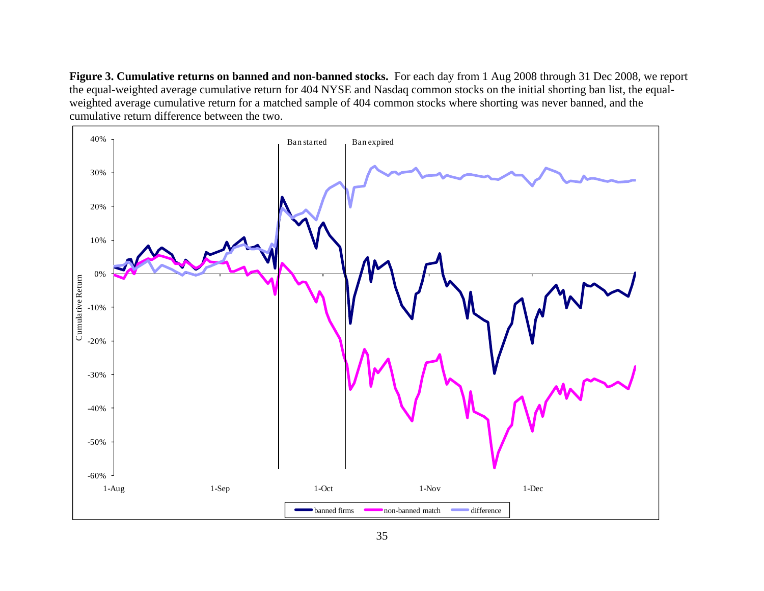**Figure 3. Cumulative returns on banned and non-banned stocks.** For each day from 1 Aug 2008 through 31 Dec 2008, we report the equal-weighted average cumulative return for 404 NYSE and Nasdaq common stocks on the initial shorting ban list, the equal-weighted average cumulative return for a matched sample of 404 common stocks where shorting was never banned, and the cumulative return difference between the two.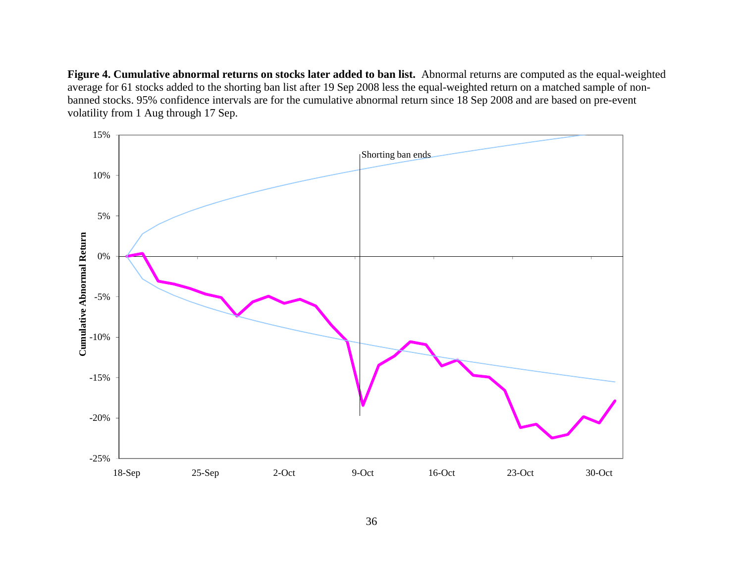**Figure 4. Cumulative abnormal returns on stocks later added to ban list.** Abnormal returns are computed as the equal-weighted average for 61 stocks added to the shorting ban list after 19 Sep 2008 less the equal-weighted return on a matched sample of non-banned stocks. 95% confidence intervals are for the cumulative abnormal return since 18 Sep 2008 and are based on pre-event volatility from 1 Aug through 17 Sep.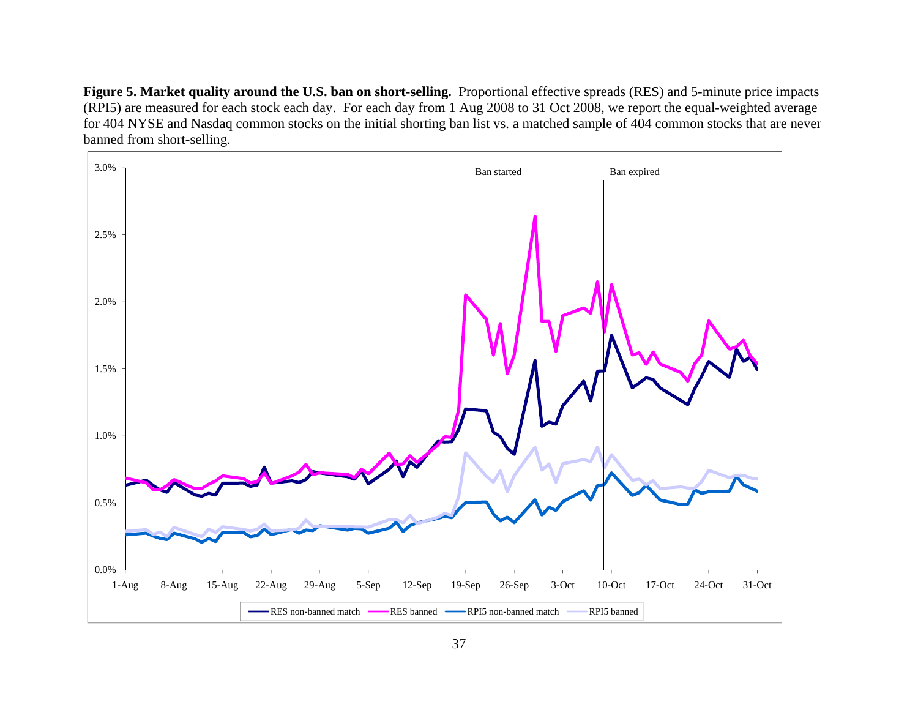**Figure 5. Market quality around the U.S. ban on short-selling.** Proportional effective spreads (RES) and 5-minute price impacts (RPI5) are measured for each stock each day. For each day from 1 Aug 2008 to 31 Oct 2008, we report the equal-weighted average for 404 NYSE and Nasdaq common stocks on the initial shorting ban list vs. a matched sample of 404 common stocks that are never banned from short-selling.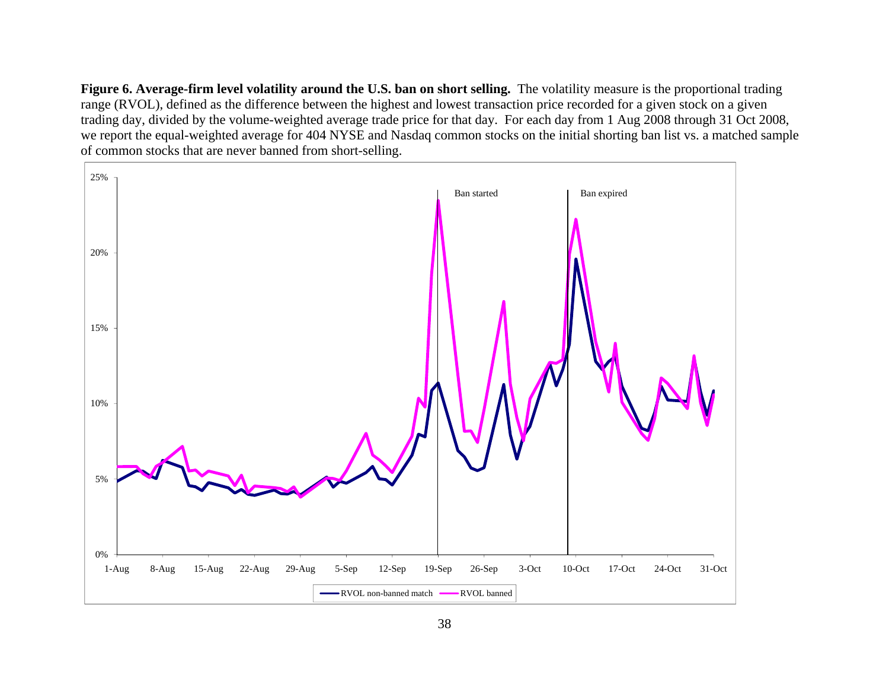**Figure 6. Average-firm level volatility around the U.S. ban on short selling.** The volatility measure is the proportional trading range (RVOL), defined as the difference between the highest and lowest transaction price recorded for a given stock on a given trading day, divided by the volume-weighted average trade price for that day. For each day from 1 Aug 2008 through 31 Oct 2008, we report the equal-weighted average for 404 NYSE and Nasdaq common stocks on the initial shorting ban list vs. a matched sample of common stocks that are never banned from short-selling.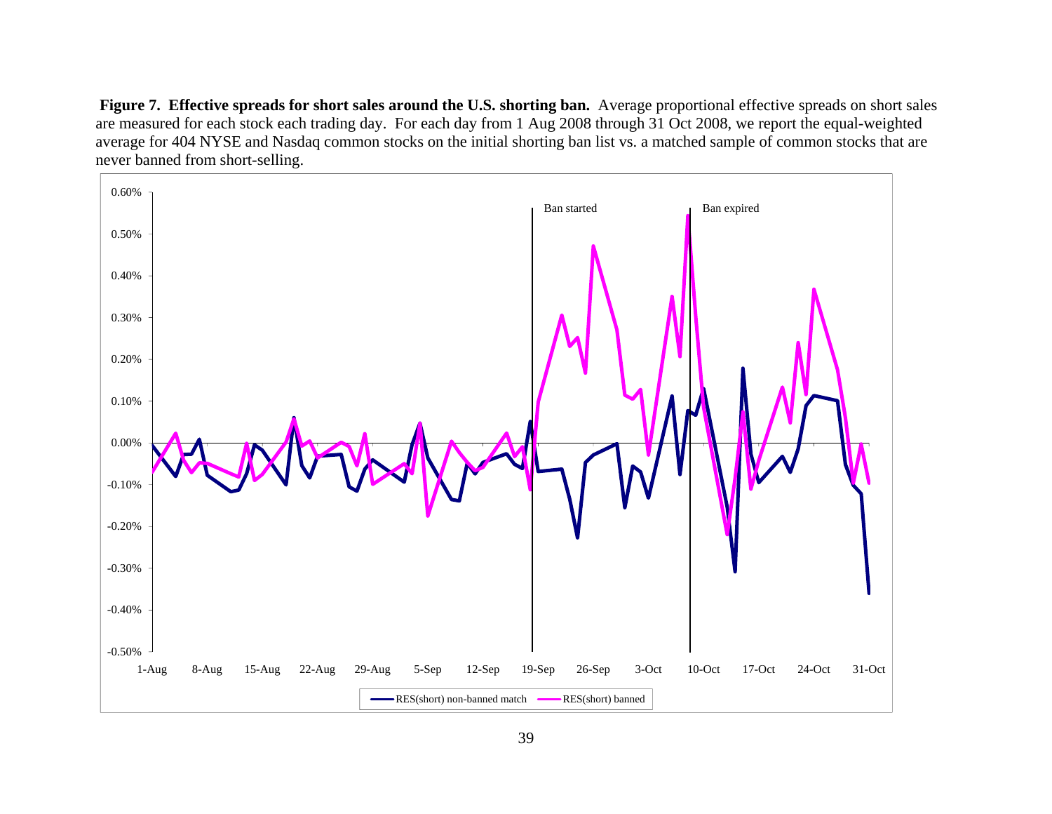**Figure 7. Effective spreads for short sales around the U.S. shorting ban.** Average proportional effective spreads on short sales are measured for each stock each trading day. For each day from 1 Aug 2008 through 31 Oct 2008, we report the equal-weighted average for 404 NYSE and Nasdaq common stocks on the initial shorting ban list vs. a matched sample of common stocks that are never banned from short-selling.

0.60%
0.50%
0.40%
0.30%
0.20%
0.10%
0.00%
-0.10%
-0.20%
-0.30%
-0.40%
-0.50%

Ban started

Ban expired

1-Aug
8-Aug
15-Aug
22-Aug
29-Aug
5-Sep
12-Sep
19-Sep
26-Sep
3-Oct
10-Oct
17-Oct
24-Oct
31-Oct

RES(short) non-banned match
RES(short) banned